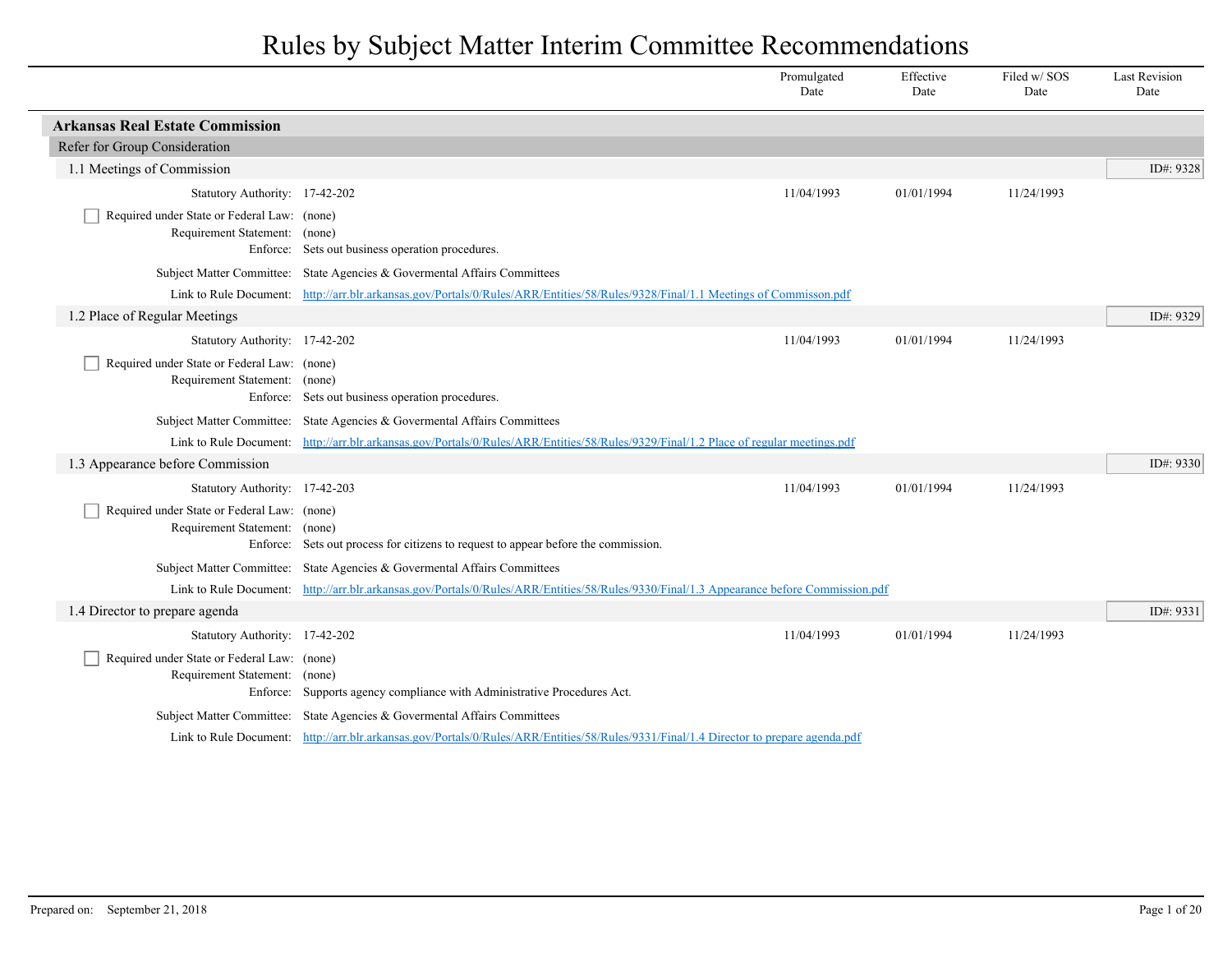# Rules by Subject Matter Interim Committee Recommendations

| | Promulgated Date | Effective Date | Filed w/ SOS Date | Last Revision Date |
|---|---|---|---|---|

## Arkansas Real Estate Commission

### Refer for Group Consideration

#### 1.1 Meetings of Commission

ID#: 9328

| | Promulgated Date | Effective Date | Filed w/ SOS Date | Last Revision Date |
|---|---|---|---|---|
| Statutory Authority: 17-42-202 | 11/04/1993 | 01/01/1994 | 11/24/1993 | |

☐ Required under State or Federal Law: (none)
Requirement Statement: (none)
Enforce: Sets out business operation procedures.

Subject Matter Committee: State Agencies & Govermental Affairs Committees

Link to Rule Document: http://arr.blr.arkansas.gov/Portals/0/Rules/ARR/Entities/58/Rules/9328/Final/1.1 Meetings of Commisson.pdf

#### 1.2 Place of Regular Meetings

ID#: 9329

| | Promulgated Date | Effective Date | Filed w/ SOS Date | Last Revision Date |
|---|---|---|---|---|
| Statutory Authority: 17-42-202 | 11/04/1993 | 01/01/1994 | 11/24/1993 | |

☐ Required under State or Federal Law: (none)
Requirement Statement: (none)
Enforce: Sets out business operation procedures.

Subject Matter Committee: State Agencies & Govermental Affairs Committees

Link to Rule Document: http://arr.blr.arkansas.gov/Portals/0/Rules/ARR/Entities/58/Rules/9329/Final/1.2 Place of regular meetings.pdf

#### 1.3 Appearance before Commission

ID#: 9330

| | Promulgated Date | Effective Date | Filed w/ SOS Date | Last Revision Date |
|---|---|---|---|---|
| Statutory Authority: 17-42-203 | 11/04/1993 | 01/01/1994 | 11/24/1993 | |

☐ Required under State or Federal Law: (none)
Requirement Statement: (none)
Enforce: Sets out process for citizens to request to appear before the commission.

Subject Matter Committee: State Agencies & Govermental Affairs Committees

Link to Rule Document: http://arr.blr.arkansas.gov/Portals/0/Rules/ARR/Entities/58/Rules/9330/Final/1.3 Appearance before Commission.pdf

#### 1.4 Director to prepare agenda

ID#: 9331

| | Promulgated Date | Effective Date | Filed w/ SOS Date | Last Revision Date |
|---|---|---|---|---|
| Statutory Authority: 17-42-202 | 11/04/1993 | 01/01/1994 | 11/24/1993 | |

☐ Required under State or Federal Law: (none)
Requirement Statement: (none)
Enforce: Supports agency compliance with Administrative Procedures Act.

Subject Matter Committee: State Agencies & Govermental Affairs Committees

Link to Rule Document: http://arr.blr.arkansas.gov/Portals/0/Rules/ARR/Entities/58/Rules/9331/Final/1.4 Director to prepare agenda.pdf

Prepared on: September 21, 2018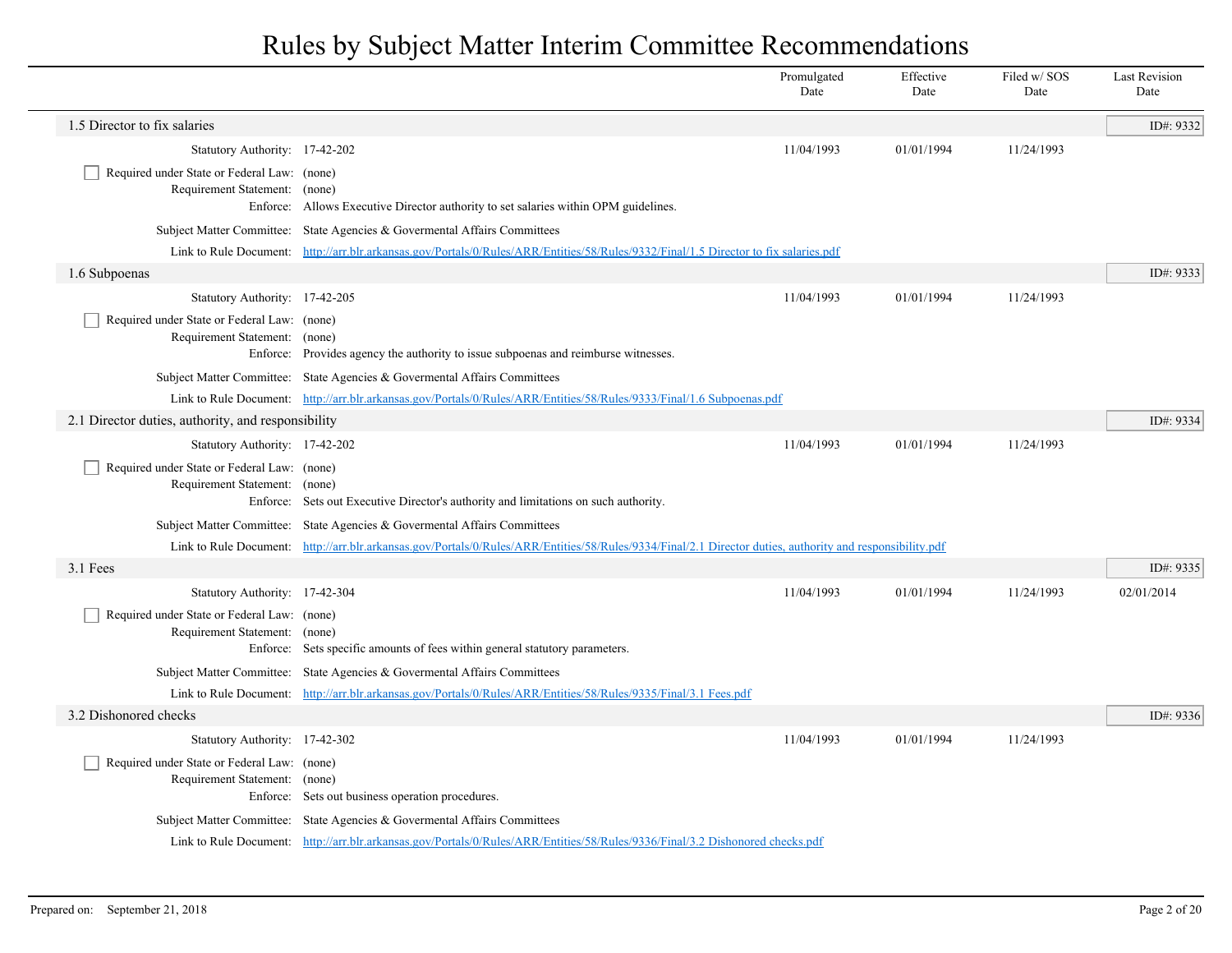# Rules by Subject Matter Interim Committee Recommendations

| | Promulgated Date | Effective Date | Filed w/ SOS Date | Last Revision Date |
|---|---|---|---|---|

## 1.5 Director to fix salaries

ID#: 9332

| | Promulgated Date | Effective Date | Filed w/ SOS Date | Last Revision Date |
|---|---|---|---|---|
| Statutory Authority: 17-42-202 | 11/04/1993 | 01/01/1994 | 11/24/1993 | |

☐ Required under State or Federal Law: (none)

Requirement Statement: (none)

Enforce: Allows Executive Director authority to set salaries within OPM guidelines.

Subject Matter Committee: State Agencies & Govermental Affairs Committees

Link to Rule Document: http://arr.blr.arkansas.gov/Portals/0/Rules/ARR/Entities/58/Rules/9332/Final/1.5 Director to fix salaries.pdf

## 1.6 Subpoenas

ID#: 9333

| | Promulgated Date | Effective Date | Filed w/ SOS Date | Last Revision Date |
|---|---|---|---|---|
| Statutory Authority: 17-42-205 | 11/04/1993 | 01/01/1994 | 11/24/1993 | |

☐ Required under State or Federal Law: (none)

Requirement Statement: (none)

Enforce: Provides agency the authority to issue subpoenas and reimburse witnesses.

Subject Matter Committee: State Agencies & Govermental Affairs Committees

Link to Rule Document: http://arr.blr.arkansas.gov/Portals/0/Rules/ARR/Entities/58/Rules/9333/Final/1.6 Subpoenas.pdf

## 2.1 Director duties, authority, and responsibility

ID#: 9334

| | Promulgated Date | Effective Date | Filed w/ SOS Date | Last Revision Date |
|---|---|---|---|---|
| Statutory Authority: 17-42-202 | 11/04/1993 | 01/01/1994 | 11/24/1993 | |

☐ Required under State or Federal Law: (none)

Requirement Statement: (none)

Enforce: Sets out Executive Director's authority and limitations on such authority.

Subject Matter Committee: State Agencies & Govermental Affairs Committees

Link to Rule Document: http://arr.blr.arkansas.gov/Portals/0/Rules/ARR/Entities/58/Rules/9334/Final/2.1 Director duties, authority and responsibility.pdf

## 3.1 Fees

ID#: 9335

| | Promulgated Date | Effective Date | Filed w/ SOS Date | Last Revision Date |
|---|---|---|---|---|
| Statutory Authority: 17-42-304 | 11/04/1993 | 01/01/1994 | 11/24/1993 | 02/01/2014 |

☐ Required under State or Federal Law: (none)

Requirement Statement: (none)

Enforce: Sets specific amounts of fees within general statutory parameters.

Subject Matter Committee: State Agencies & Govermental Affairs Committees

Link to Rule Document: http://arr.blr.arkansas.gov/Portals/0/Rules/ARR/Entities/58/Rules/9335/Final/3.1 Fees.pdf

## 3.2 Dishonored checks

ID#: 9336

| | Promulgated Date | Effective Date | Filed w/ SOS Date | Last Revision Date |
|---|---|---|---|---|
| Statutory Authority: 17-42-302 | 11/04/1993 | 01/01/1994 | 11/24/1993 | |

☐ Required under State or Federal Law: (none)

Requirement Statement: (none)

Enforce: Sets out business operation procedures.

Subject Matter Committee: State Agencies & Govermental Affairs Committees

Link to Rule Document: http://arr.blr.arkansas.gov/Portals/0/Rules/ARR/Entities/58/Rules/9336/Final/3.2 Dishonored checks.pdf

Prepared on: September 21, 2018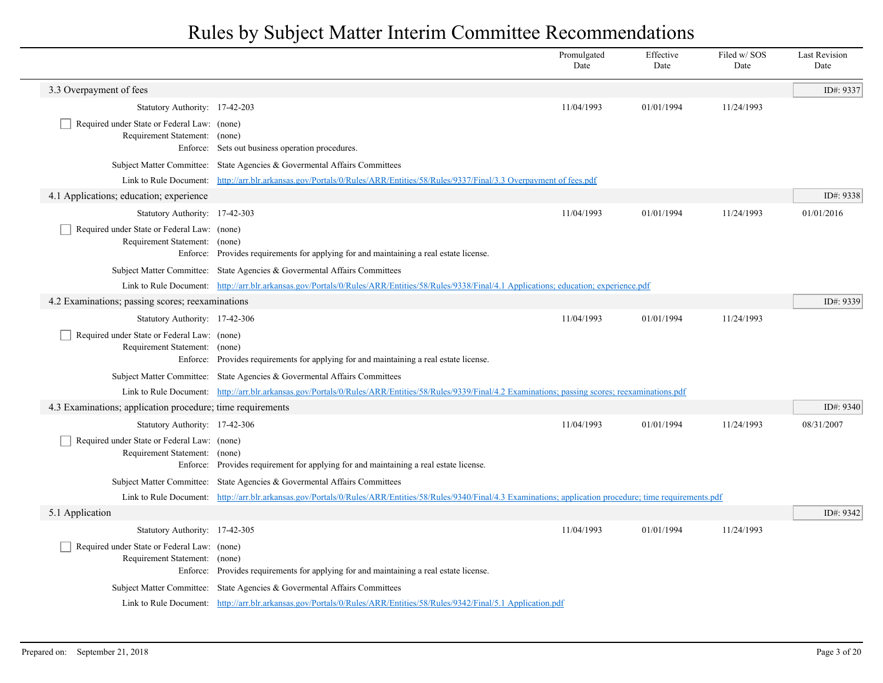# Rules by Subject Matter Interim Committee Recommendations

| | | Promulgated Date | Effective Date | Filed w/ SOS Date | Last Revision Date |
|---|---|---|---|---|---|

## 3.3 Overpayment of fees

ID#: 9337

| | | Promulgated Date | Effective Date | Filed w/ SOS Date | Last Revision Date |
|---|---|---|---|---|---|
| Statutory Authority: | 17-42-203 | 11/04/1993 | 01/01/1994 | 11/24/1993 | |

- [ ] Required under State or Federal Law: (none)

Requirement Statement: (none)

Enforce: Sets out business operation procedures.

Subject Matter Committee: State Agencies & Govermental Affairs Committees

Link to Rule Document: [http://arr.blr.arkansas.gov/Portals/0/Rules/ARR/Entities/58/Rules/9337/Final/3.3 Overpayment of fees.pdf](http://arr.blr.arkansas.gov/Portals/0/Rules/ARR/Entities/58/Rules/9337/Final/3.3 Overpayment of fees.pdf)

## 4.1 Applications; education; experience

ID#: 9338

| | | Promulgated Date | Effective Date | Filed w/ SOS Date | Last Revision Date |
|---|---|---|---|---|---|
| Statutory Authority: | 17-42-303 | 11/04/1993 | 01/01/1994 | 11/24/1993 | 01/01/2016 |

- [ ] Required under State or Federal Law: (none)

Requirement Statement: (none)

Enforce: Provides requirements for applying for and maintaining a real estate license.

Subject Matter Committee: State Agencies & Govermental Affairs Committees

Link to Rule Document: [http://arr.blr.arkansas.gov/Portals/0/Rules/ARR/Entities/58/Rules/9338/Final/4.1 Applications; education; experience.pdf](http://arr.blr.arkansas.gov/Portals/0/Rules/ARR/Entities/58/Rules/9338/Final/4.1 Applications; education; experience.pdf)

## 4.2 Examinations; passing scores; reexaminations

ID#: 9339

| | | Promulgated Date | Effective Date | Filed w/ SOS Date | Last Revision Date |
|---|---|---|---|---|---|
| Statutory Authority: | 17-42-306 | 11/04/1993 | 01/01/1994 | 11/24/1993 | |

- [ ] Required under State or Federal Law: (none)

Requirement Statement: (none)

Enforce: Provides requirements for applying for and maintaining a real estate license.

Subject Matter Committee: State Agencies & Govermental Affairs Committees

Link to Rule Document: [http://arr.blr.arkansas.gov/Portals/0/Rules/ARR/Entities/58/Rules/9339/Final/4.2 Examinations; passing scores; reexaminations.pdf](http://arr.blr.arkansas.gov/Portals/0/Rules/ARR/Entities/58/Rules/9339/Final/4.2 Examinations; passing scores; reexaminations.pdf)

## 4.3 Examinations; application procedure; time requirements

ID#: 9340

| | | Promulgated Date | Effective Date | Filed w/ SOS Date | Last Revision Date |
|---|---|---|---|---|---|
| Statutory Authority: | 17-42-306 | 11/04/1993 | 01/01/1994 | 11/24/1993 | 08/31/2007 |

- [ ] Required under State or Federal Law: (none)

Requirement Statement: (none)

Enforce: Provides requirement for applying for and maintaining a real estate license.

Subject Matter Committee: State Agencies & Govermental Affairs Committees

Link to Rule Document: [http://arr.blr.arkansas.gov/Portals/0/Rules/ARR/Entities/58/Rules/9340/Final/4.3 Examinations; application procedure; time requirements.pdf](http://arr.blr.arkansas.gov/Portals/0/Rules/ARR/Entities/58/Rules/9340/Final/4.3 Examinations; application procedure; time requirements.pdf)

## 5.1 Application

ID#: 9342

| | | Promulgated Date | Effective Date | Filed w/ SOS Date | Last Revision Date |
|---|---|---|---|---|---|
| Statutory Authority: | 17-42-305 | 11/04/1993 | 01/01/1994 | 11/24/1993 | |

- [ ] Required under State or Federal Law: (none)

Requirement Statement: (none)

Enforce: Provides requirements for applying for and maintaining a real estate license.

Subject Matter Committee: State Agencies & Govermental Affairs Committees

Link to Rule Document: [http://arr.blr.arkansas.gov/Portals/0/Rules/ARR/Entities/58/Rules/9342/Final/5.1 Application.pdf](http://arr.blr.arkansas.gov/Portals/0/Rules/ARR/Entities/58/Rules/9342/Final/5.1 Application.pdf)

Prepared on: September 21, 2018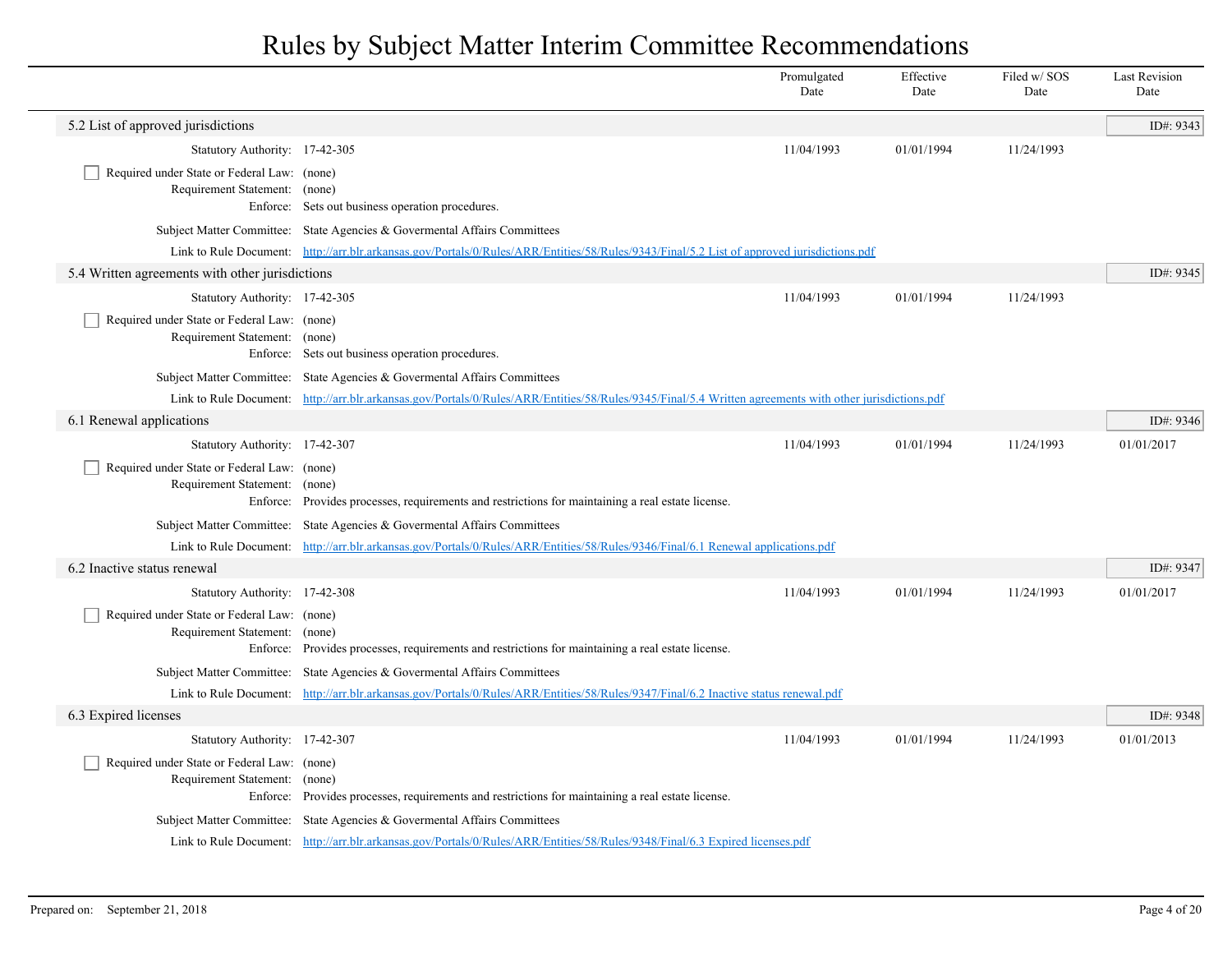# Rules by Subject Matter Interim Committee Recommendations

| | Promulgated Date | Effective Date | Filed w/ SOS Date | Last Revision Date |
|---|---|---|---|---|

## 5.2 List of approved jurisdictions

ID#: 9343

| | | Promulgated Date | Effective Date | Filed w/ SOS Date | Last Revision Date |
|---|---|---|---|---|---|
| Statutory Authority: | 17-42-305 | 11/04/1993 | 01/01/1994 | 11/24/1993 | |

- [ ] Required under State or Federal Law: (none)

Requirement Statement: (none)

Enforce: Sets out business operation procedures.

Subject Matter Committee: State Agencies & Govermental Affairs Committees

Link to Rule Document: [http://arr.blr.arkansas.gov/Portals/0/Rules/ARR/Entities/58/Rules/9343/Final/5.2 List of approved jurisdictions.pdf](http://arr.blr.arkansas.gov/Portals/0/Rules/ARR/Entities/58/Rules/9343/Final/5.2 List of approved jurisdictions.pdf)

## 5.4 Written agreements with other jurisdictions

ID#: 9345

| | | Promulgated Date | Effective Date | Filed w/ SOS Date | Last Revision Date |
|---|---|---|---|---|---|
| Statutory Authority: | 17-42-305 | 11/04/1993 | 01/01/1994 | 11/24/1993 | |

- [ ] Required under State or Federal Law: (none)

Requirement Statement: (none)

Enforce: Sets out business operation procedures.

Subject Matter Committee: State Agencies & Govermental Affairs Committees

Link to Rule Document: [http://arr.blr.arkansas.gov/Portals/0/Rules/ARR/Entities/58/Rules/9345/Final/5.4 Written agreements with other jurisdictions.pdf](http://arr.blr.arkansas.gov/Portals/0/Rules/ARR/Entities/58/Rules/9345/Final/5.4 Written agreements with other jurisdictions.pdf)

## 6.1 Renewal applications

ID#: 9346

| | | Promulgated Date | Effective Date | Filed w/ SOS Date | Last Revision Date |
|---|---|---|---|---|---|
| Statutory Authority: | 17-42-307 | 11/04/1993 | 01/01/1994 | 11/24/1993 | 01/01/2017 |

- [ ] Required under State or Federal Law: (none)

Requirement Statement: (none)

Enforce: Provides processes, requirements and restrictions for maintaining a real estate license.

Subject Matter Committee: State Agencies & Govermental Affairs Committees

Link to Rule Document: [http://arr.blr.arkansas.gov/Portals/0/Rules/ARR/Entities/58/Rules/9346/Final/6.1 Renewal applications.pdf](http://arr.blr.arkansas.gov/Portals/0/Rules/ARR/Entities/58/Rules/9346/Final/6.1 Renewal applications.pdf)

## 6.2 Inactive status renewal

ID#: 9347

| | | Promulgated Date | Effective Date | Filed w/ SOS Date | Last Revision Date |
|---|---|---|---|---|---|
| Statutory Authority: | 17-42-308 | 11/04/1993 | 01/01/1994 | 11/24/1993 | 01/01/2017 |

- [ ] Required under State or Federal Law: (none)

Requirement Statement: (none)

Enforce: Provides processes, requirements and restrictions for maintaining a real estate license.

Subject Matter Committee: State Agencies & Govermental Affairs Committees

Link to Rule Document: [http://arr.blr.arkansas.gov/Portals/0/Rules/ARR/Entities/58/Rules/9347/Final/6.2 Inactive status renewal.pdf](http://arr.blr.arkansas.gov/Portals/0/Rules/ARR/Entities/58/Rules/9347/Final/6.2 Inactive status renewal.pdf)

## 6.3 Expired licenses

ID#: 9348

| | | Promulgated Date | Effective Date | Filed w/ SOS Date | Last Revision Date |
|---|---|---|---|---|---|
| Statutory Authority: | 17-42-307 | 11/04/1993 | 01/01/1994 | 11/24/1993 | 01/01/2013 |

- [ ] Required under State or Federal Law: (none)

Requirement Statement: (none)

Enforce: Provides processes, requirements and restrictions for maintaining a real estate license.

Subject Matter Committee: State Agencies & Govermental Affairs Committees

Link to Rule Document: [http://arr.blr.arkansas.gov/Portals/0/Rules/ARR/Entities/58/Rules/9348/Final/6.3 Expired licenses.pdf](http://arr.blr.arkansas.gov/Portals/0/Rules/ARR/Entities/58/Rules/9348/Final/6.3 Expired licenses.pdf)

Prepared on: September 21, 2018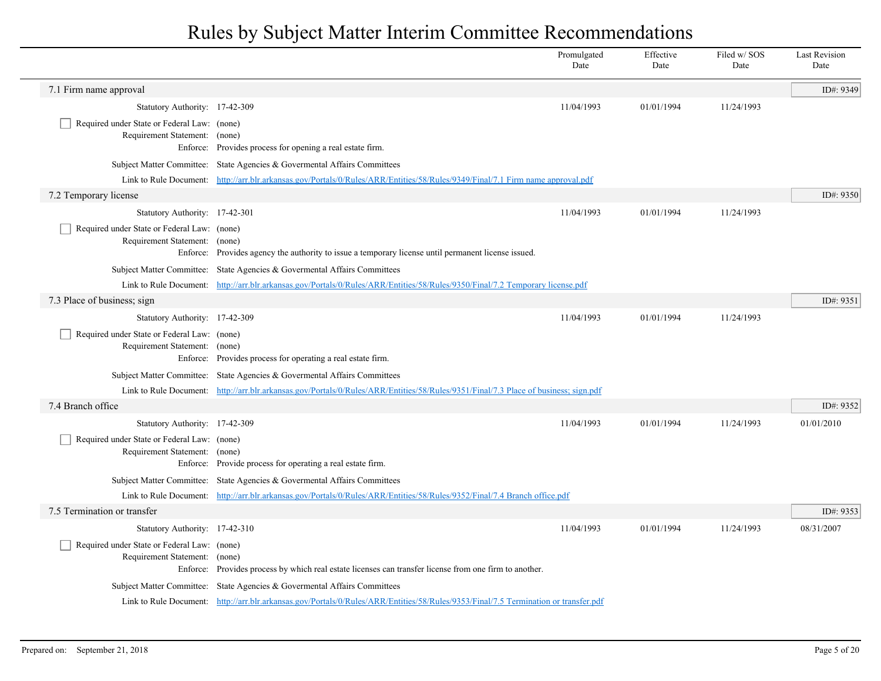# Rules by Subject Matter Interim Committee Recommendations

| | | Promulgated Date | Effective Date | Filed w/ SOS Date | Last Revision Date |
|---|---|---|---|---|---|

## 7.1 Firm name approval

ID#: 9349

| | | Promulgated Date | Effective Date | Filed w/ SOS Date | Last Revision Date |
|---|---|---|---|---|---|
| Statutory Authority: | 17-42-309 | 11/04/1993 | 01/01/1994 | 11/24/1993 | |

- [ ] Required under State or Federal Law: (none)

Requirement Statement: (none)

Enforce: Provides process for opening a real estate firm.

Subject Matter Committee: State Agencies & Govermental Affairs Committees

Link to Rule Document: http://arr.blr.arkansas.gov/Portals/0/Rules/ARR/Entities/58/Rules/9349/Final/7.1 Firm name approval.pdf

## 7.2 Temporary license

ID#: 9350

| | | Promulgated Date | Effective Date | Filed w/ SOS Date | Last Revision Date |
|---|---|---|---|---|---|
| Statutory Authority: | 17-42-301 | 11/04/1993 | 01/01/1994 | 11/24/1993 | |

- [ ] Required under State or Federal Law: (none)

Requirement Statement: (none)

Enforce: Provides agency the authority to issue a temporary license until permanent license issued.

Subject Matter Committee: State Agencies & Govermental Affairs Committees

Link to Rule Document: http://arr.blr.arkansas.gov/Portals/0/Rules/ARR/Entities/58/Rules/9350/Final/7.2 Temporary license.pdf

## 7.3 Place of business; sign

ID#: 9351

| | | Promulgated Date | Effective Date | Filed w/ SOS Date | Last Revision Date |
|---|---|---|---|---|---|
| Statutory Authority: | 17-42-309 | 11/04/1993 | 01/01/1994 | 11/24/1993 | |

- [ ] Required under State or Federal Law: (none)

Requirement Statement: (none)

Enforce: Provides process for operating a real estate firm.

Subject Matter Committee: State Agencies & Govermental Affairs Committees

Link to Rule Document: http://arr.blr.arkansas.gov/Portals/0/Rules/ARR/Entities/58/Rules/9351/Final/7.3 Place of business; sign.pdf

## 7.4 Branch office

ID#: 9352

| | | Promulgated Date | Effective Date | Filed w/ SOS Date | Last Revision Date |
|---|---|---|---|---|---|
| Statutory Authority: | 17-42-309 | 11/04/1993 | 01/01/1994 | 11/24/1993 | 01/01/2010 |

- [ ] Required under State or Federal Law: (none)

Requirement Statement: (none)

Enforce: Provide process for operating a real estate firm.

Subject Matter Committee: State Agencies & Govermental Affairs Committees

Link to Rule Document: http://arr.blr.arkansas.gov/Portals/0/Rules/ARR/Entities/58/Rules/9352/Final/7.4 Branch office.pdf

## 7.5 Termination or transfer

ID#: 9353

| | | Promulgated Date | Effective Date | Filed w/ SOS Date | Last Revision Date |
|---|---|---|---|---|---|
| Statutory Authority: | 17-42-310 | 11/04/1993 | 01/01/1994 | 11/24/1993 | 08/31/2007 |

- [ ] Required under State or Federal Law: (none)

Requirement Statement: (none)

Enforce: Provides process by which real estate licenses can transfer license from one firm to another.

Subject Matter Committee: State Agencies & Govermental Affairs Committees

Link to Rule Document: http://arr.blr.arkansas.gov/Portals/0/Rules/ARR/Entities/58/Rules/9353/Final/7.5 Termination or transfer.pdf

Prepared on: September 21, 2018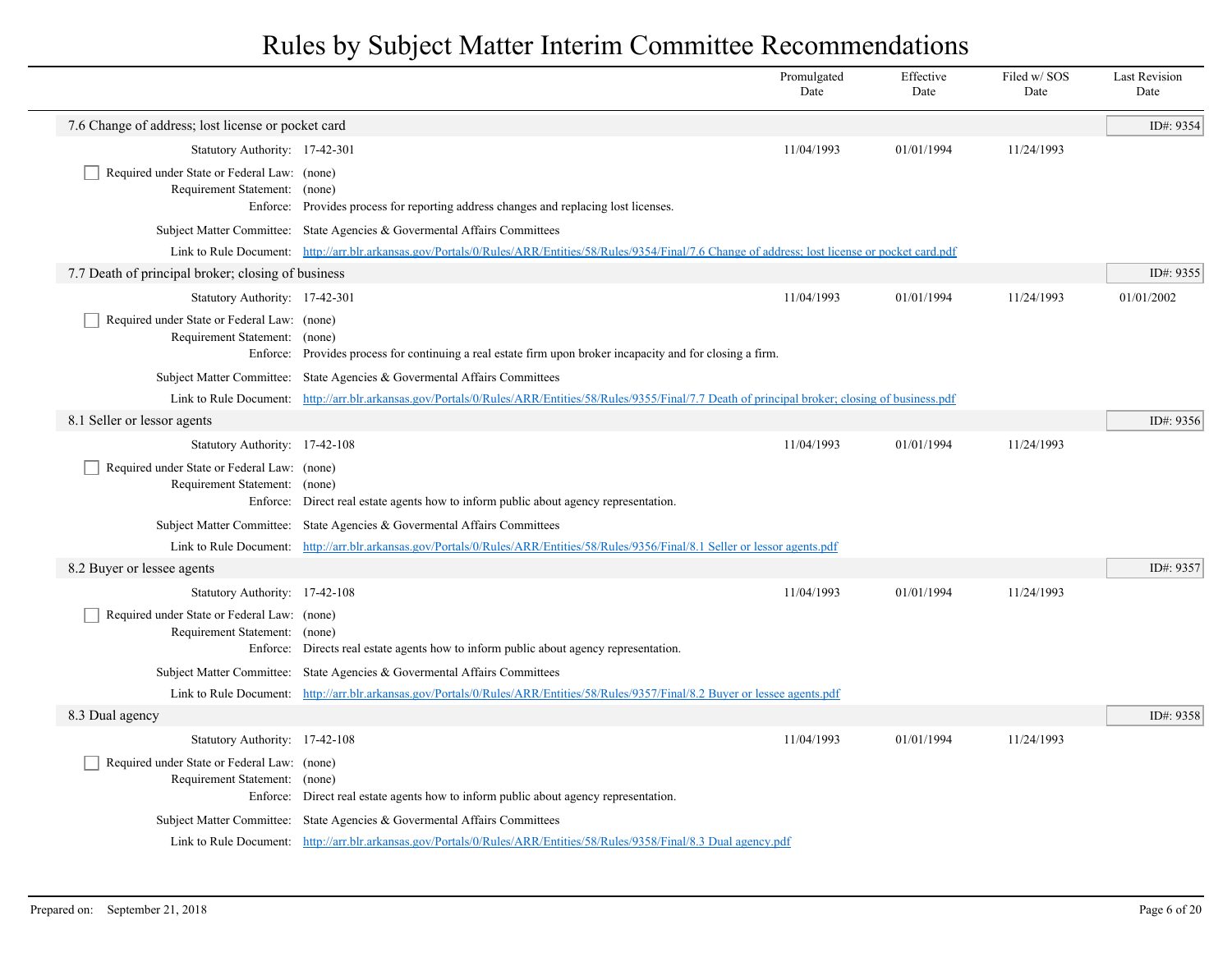# Rules by Subject Matter Interim Committee Recommendations

| | Promulgated Date | Effective Date | Filed w/ SOS Date | Last Revision Date |
|---|---|---|---|---|

## 7.6 Change of address; lost license or pocket card

ID#: 9354

| | | Promulgated Date | Effective Date | Filed w/ SOS Date | Last Revision Date |
|---|---|---|---|---|---|
| Statutory Authority: | 17-42-301 | 11/04/1993 | 01/01/1994 | 11/24/1993 | |

- [ ] Required under State or Federal Law: (none)

Requirement Statement: (none)

Enforce: Provides process for reporting address changes and replacing lost licenses.

Subject Matter Committee: State Agencies & Govermental Affairs Committees

Link to Rule Document: [http://arr.blr.arkansas.gov/Portals/0/Rules/ARR/Entities/58/Rules/9354/Final/7.6 Change of address; lost license or pocket card.pdf](http://arr.blr.arkansas.gov/Portals/0/Rules/ARR/Entities/58/Rules/9354/Final/7.6 Change of address; lost license or pocket card.pdf)

## 7.7 Death of principal broker; closing of business

ID#: 9355

| | | Promulgated Date | Effective Date | Filed w/ SOS Date | Last Revision Date |
|---|---|---|---|---|---|
| Statutory Authority: | 17-42-301 | 11/04/1993 | 01/01/1994 | 11/24/1993 | 01/01/2002 |

- [ ] Required under State or Federal Law: (none)

Requirement Statement: (none)

Enforce: Provides process for continuing a real estate firm upon broker incapacity and for closing a firm.

Subject Matter Committee: State Agencies & Govermental Affairs Committees

Link to Rule Document: [http://arr.blr.arkansas.gov/Portals/0/Rules/ARR/Entities/58/Rules/9355/Final/7.7 Death of principal broker; closing of business.pdf](http://arr.blr.arkansas.gov/Portals/0/Rules/ARR/Entities/58/Rules/9355/Final/7.7 Death of principal broker; closing of business.pdf)

## 8.1 Seller or lessor agents

ID#: 9356

| | | Promulgated Date | Effective Date | Filed w/ SOS Date | Last Revision Date |
|---|---|---|---|---|---|
| Statutory Authority: | 17-42-108 | 11/04/1993 | 01/01/1994 | 11/24/1993 | |

- [ ] Required under State or Federal Law: (none)

Requirement Statement: (none)

Enforce: Direct real estate agents how to inform public about agency representation.

Subject Matter Committee: State Agencies & Govermental Affairs Committees

Link to Rule Document: [http://arr.blr.arkansas.gov/Portals/0/Rules/ARR/Entities/58/Rules/9356/Final/8.1 Seller or lessor agents.pdf](http://arr.blr.arkansas.gov/Portals/0/Rules/ARR/Entities/58/Rules/9356/Final/8.1 Seller or lessor agents.pdf)

## 8.2 Buyer or lessee agents

ID#: 9357

| | | Promulgated Date | Effective Date | Filed w/ SOS Date | Last Revision Date |
|---|---|---|---|---|---|
| Statutory Authority: | 17-42-108 | 11/04/1993 | 01/01/1994 | 11/24/1993 | |

- [ ] Required under State or Federal Law: (none)

Requirement Statement: (none)

Enforce: Directs real estate agents how to inform public about agency representation.

Subject Matter Committee: State Agencies & Govermental Affairs Committees

Link to Rule Document: [http://arr.blr.arkansas.gov/Portals/0/Rules/ARR/Entities/58/Rules/9357/Final/8.2 Buyer or lessee agents.pdf](http://arr.blr.arkansas.gov/Portals/0/Rules/ARR/Entities/58/Rules/9357/Final/8.2 Buyer or lessee agents.pdf)

## 8.3 Dual agency

ID#: 9358

| | | Promulgated Date | Effective Date | Filed w/ SOS Date | Last Revision Date |
|---|---|---|---|---|---|
| Statutory Authority: | 17-42-108 | 11/04/1993 | 01/01/1994 | 11/24/1993 | |

- [ ] Required under State or Federal Law: (none)

Requirement Statement: (none)

Enforce: Direct real estate agents how to inform public about agency representation.

Subject Matter Committee: State Agencies & Govermental Affairs Committees

Link to Rule Document: [http://arr.blr.arkansas.gov/Portals/0/Rules/ARR/Entities/58/Rules/9358/Final/8.3 Dual agency.pdf](http://arr.blr.arkansas.gov/Portals/0/Rules/ARR/Entities/58/Rules/9358/Final/8.3 Dual agency.pdf)

Prepared on: September 21, 2018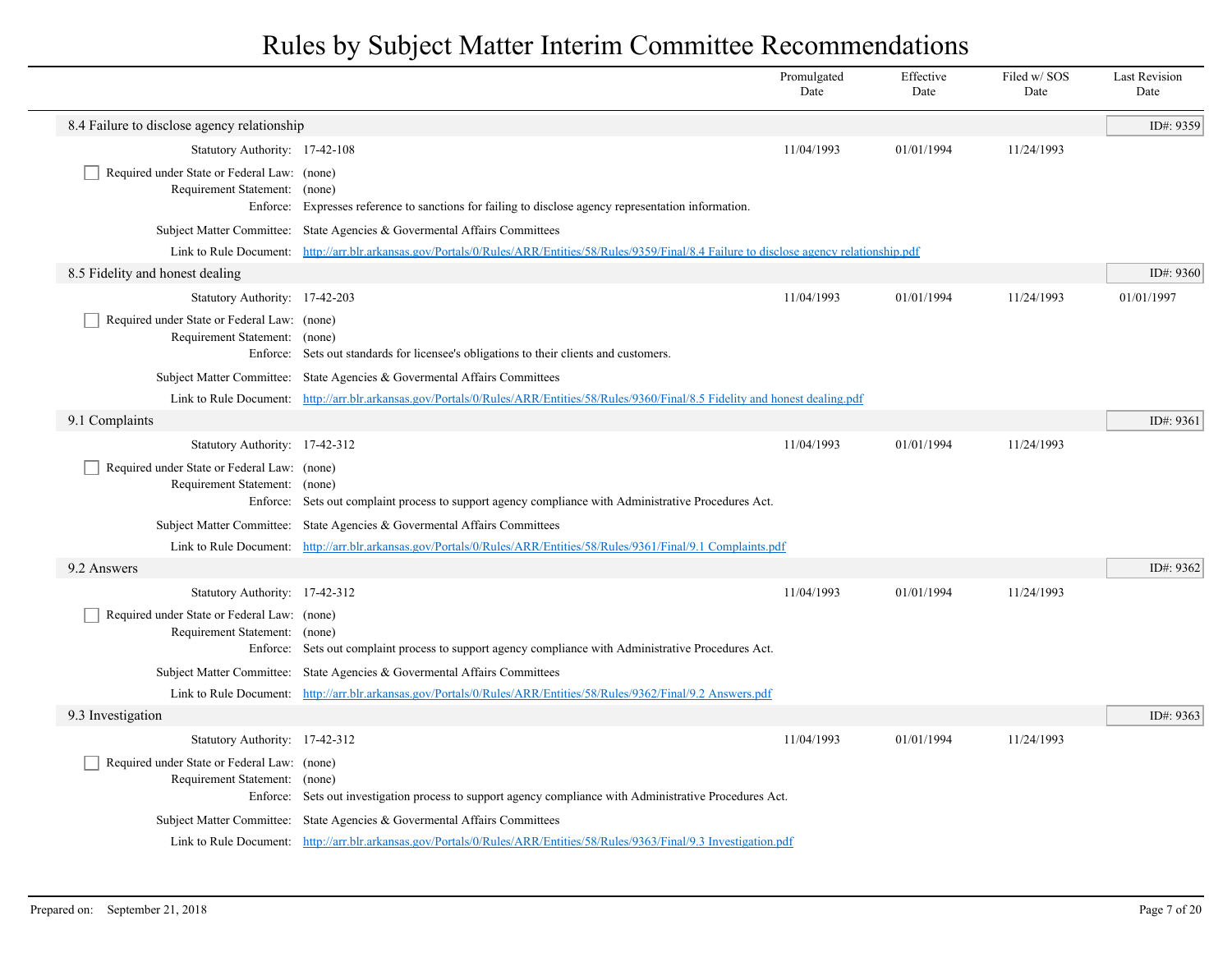# Rules by Subject Matter Interim Committee Recommendations

| | Promulgated Date | Effective Date | Filed w/ SOS Date | Last Revision Date |
|---|---|---|---|---|

## 8.4 Failure to disclose agency relationship

**ID#: 9359**

| | | Promulgated Date | Effective Date | Filed w/ SOS Date | Last Revision Date |
|---|---|---|---|---|---|
| Statutory Authority: | 17-42-108 | 11/04/1993 | 01/01/1994 | 11/24/1993 | |

- [ ] Required under State or Federal Law: (none)

Requirement Statement: (none)

Enforce: Expresses reference to sanctions for failing to disclose agency representation information.

Subject Matter Committee: State Agencies & Govermental Affairs Committees

Link to Rule Document: http://arr.blr.arkansas.gov/Portals/0/Rules/ARR/Entities/58/Rules/9359/Final/8.4 Failure to disclose agency relationship.pdf

## 8.5 Fidelity and honest dealing

**ID#: 9360**

| | | Promulgated Date | Effective Date | Filed w/ SOS Date | Last Revision Date |
|---|---|---|---|---|---|
| Statutory Authority: | 17-42-203 | 11/04/1993 | 01/01/1994 | 11/24/1993 | 01/01/1997 |

- [ ] Required under State or Federal Law: (none)

Requirement Statement: (none)

Enforce: Sets out standards for licensee's obligations to their clients and customers.

Subject Matter Committee: State Agencies & Govermental Affairs Committees

Link to Rule Document: http://arr.blr.arkansas.gov/Portals/0/Rules/ARR/Entities/58/Rules/9360/Final/8.5 Fidelity and honest dealing.pdf

## 9.1 Complaints

**ID#: 9361**

| | | Promulgated Date | Effective Date | Filed w/ SOS Date | Last Revision Date |
|---|---|---|---|---|---|
| Statutory Authority: | 17-42-312 | 11/04/1993 | 01/01/1994 | 11/24/1993 | |

- [ ] Required under State or Federal Law: (none)

Requirement Statement: (none)

Enforce: Sets out complaint process to support agency compliance with Administrative Procedures Act.

Subject Matter Committee: State Agencies & Govermental Affairs Committees

Link to Rule Document: http://arr.blr.arkansas.gov/Portals/0/Rules/ARR/Entities/58/Rules/9361/Final/9.1 Complaints.pdf

## 9.2 Answers

**ID#: 9362**

| | | Promulgated Date | Effective Date | Filed w/ SOS Date | Last Revision Date |
|---|---|---|---|---|---|
| Statutory Authority: | 17-42-312 | 11/04/1993 | 01/01/1994 | 11/24/1993 | |

- [ ] Required under State or Federal Law: (none)

Requirement Statement: (none)

Enforce: Sets out complaint process to support agency compliance with Administrative Procedures Act.

Subject Matter Committee: State Agencies & Govermental Affairs Committees

Link to Rule Document: http://arr.blr.arkansas.gov/Portals/0/Rules/ARR/Entities/58/Rules/9362/Final/9.2 Answers.pdf

## 9.3 Investigation

**ID#: 9363**

| | | Promulgated Date | Effective Date | Filed w/ SOS Date | Last Revision Date |
|---|---|---|---|---|---|
| Statutory Authority: | 17-42-312 | 11/04/1993 | 01/01/1994 | 11/24/1993 | |

- [ ] Required under State or Federal Law: (none)

Requirement Statement: (none)

Enforce: Sets out investigation process to support agency compliance with Administrative Procedures Act.

Subject Matter Committee: State Agencies & Govermental Affairs Committees

Link to Rule Document: http://arr.blr.arkansas.gov/Portals/0/Rules/ARR/Entities/58/Rules/9363/Final/9.3 Investigation.pdf

Prepared on: September 21, 2018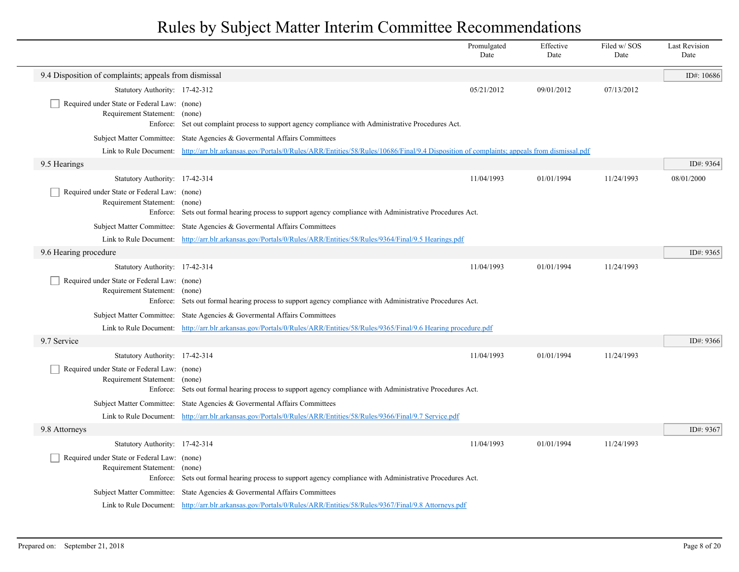# Rules by Subject Matter Interim Committee Recommendations

| | Promulgated Date | Effective Date | Filed w/ SOS Date | Last Revision Date |
|---|---|---|---|---|

## 9.4 Disposition of complaints; appeals from dismissal

ID#: 10686

| | | Promulgated Date | Effective Date | Filed w/ SOS Date | Last Revision Date |
|---|---|---|---|---|---|
| Statutory Authority: | 17-42-312 | 05/21/2012 | 09/01/2012 | 07/13/2012 | |

- [ ] Required under State or Federal Law: (none)

Requirement Statement: (none)

Enforce: Set out complaint process to support agency compliance with Administrative Procedures Act.

Subject Matter Committee: State Agencies & Govermental Affairs Committees

Link to Rule Document: http://arr.blr.arkansas.gov/Portals/0/Rules/ARR/Entities/58/Rules/10686/Final/9.4 Disposition of complaints; appeals from dismissal.pdf

## 9.5 Hearings

ID#: 9364

| | | Promulgated Date | Effective Date | Filed w/ SOS Date | Last Revision Date |
|---|---|---|---|---|---|
| Statutory Authority: | 17-42-314 | 11/04/1993 | 01/01/1994 | 11/24/1993 | 08/01/2000 |

- [ ] Required under State or Federal Law: (none)

Requirement Statement: (none)

Enforce: Sets out formal hearing process to support agency compliance with Administrative Procedures Act.

Subject Matter Committee: State Agencies & Govermental Affairs Committees

Link to Rule Document: http://arr.blr.arkansas.gov/Portals/0/Rules/ARR/Entities/58/Rules/9364/Final/9.5 Hearings.pdf

## 9.6 Hearing procedure

ID#: 9365

| | | Promulgated Date | Effective Date | Filed w/ SOS Date | Last Revision Date |
|---|---|---|---|---|---|
| Statutory Authority: | 17-42-314 | 11/04/1993 | 01/01/1994 | 11/24/1993 | |

- [ ] Required under State or Federal Law: (none)

Requirement Statement: (none)

Enforce: Sets out formal hearing process to support agency compliance with Administrative Procedures Act.

Subject Matter Committee: State Agencies & Govermental Affairs Committees

Link to Rule Document: http://arr.blr.arkansas.gov/Portals/0/Rules/ARR/Entities/58/Rules/9365/Final/9.6 Hearing procedure.pdf

## 9.7 Service

ID#: 9366

| | | Promulgated Date | Effective Date | Filed w/ SOS Date | Last Revision Date |
|---|---|---|---|---|---|
| Statutory Authority: | 17-42-314 | 11/04/1993 | 01/01/1994 | 11/24/1993 | |

- [ ] Required under State or Federal Law: (none)

Requirement Statement: (none)

Enforce: Sets out formal hearing process to support agency compliance with Administrative Procedures Act.

Subject Matter Committee: State Agencies & Govermental Affairs Committees

Link to Rule Document: http://arr.blr.arkansas.gov/Portals/0/Rules/ARR/Entities/58/Rules/9366/Final/9.7 Service.pdf

## 9.8 Attorneys

ID#: 9367

| | | Promulgated Date | Effective Date | Filed w/ SOS Date | Last Revision Date |
|---|---|---|---|---|---|
| Statutory Authority: | 17-42-314 | 11/04/1993 | 01/01/1994 | 11/24/1993 | |

- [ ] Required under State or Federal Law: (none)

Requirement Statement: (none)

Enforce: Sets out formal hearing process to support agency compliance with Administrative Procedures Act.

Subject Matter Committee: State Agencies & Govermental Affairs Committees

Link to Rule Document: http://arr.blr.arkansas.gov/Portals/0/Rules/ARR/Entities/58/Rules/9367/Final/9.8 Attorneys.pdf

Prepared on: September 21, 2018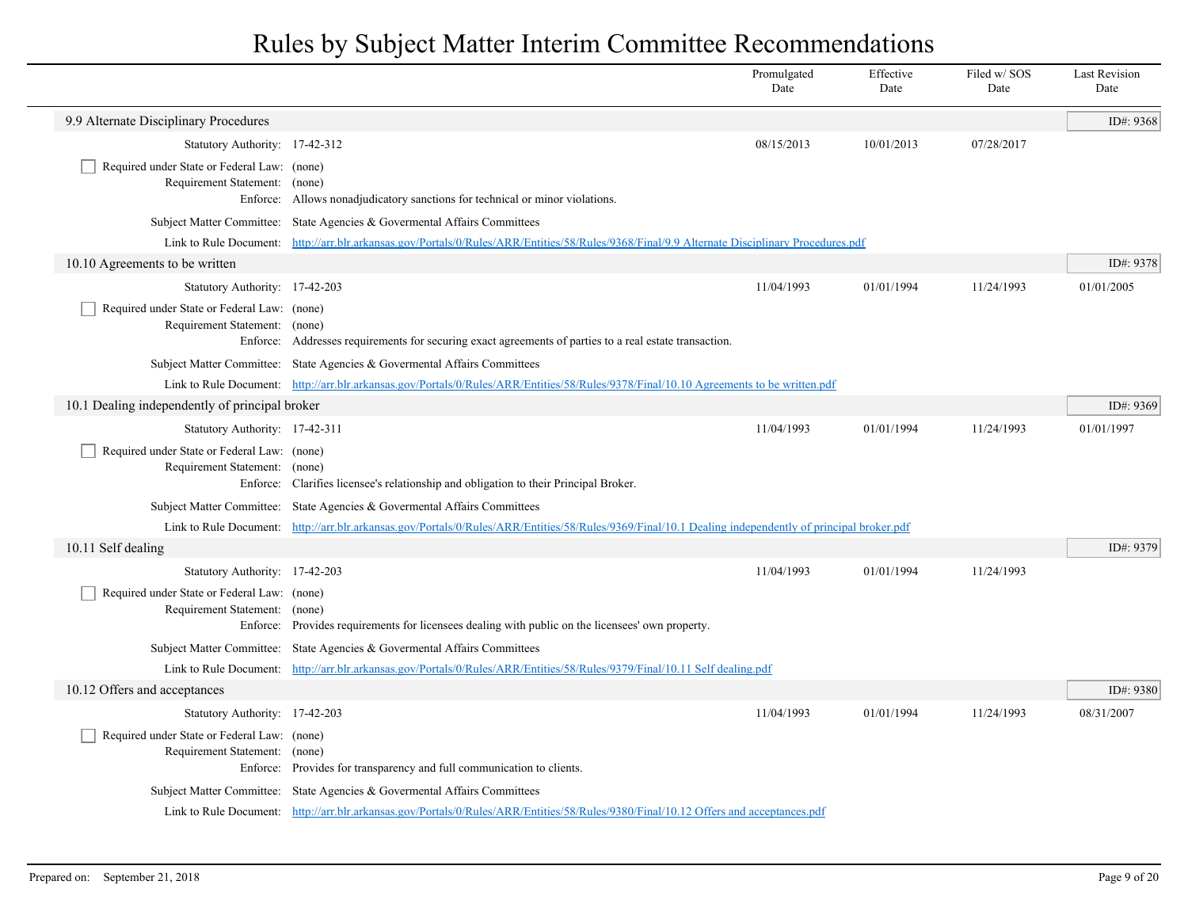# Rules by Subject Matter Interim Committee Recommendations

| | Promulgated Date | Effective Date | Filed w/ SOS Date | Last Revision Date |
|---|---|---|---|---|

## 9.9 Alternate Disciplinary Procedures

ID#: 9368

| | | Promulgated Date | Effective Date | Filed w/ SOS Date | Last Revision Date |
|---|---|---|---|---|---|
| Statutory Authority: | 17-42-312 | 08/15/2013 | 10/01/2013 | 07/28/2017 | |

- [ ] Required under State or Federal Law: (none)

Requirement Statement: (none)

Enforce: Allows nonadjudicatory sanctions for technical or minor violations.

Subject Matter Committee: State Agencies & Govermental Affairs Committees

Link to Rule Document: http://arr.blr.arkansas.gov/Portals/0/Rules/ARR/Entities/58/Rules/9368/Final/9.9 Alternate Disciplinary Procedures.pdf

## 10.10 Agreements to be written

ID#: 9378

| | | Promulgated Date | Effective Date | Filed w/ SOS Date | Last Revision Date |
|---|---|---|---|---|---|
| Statutory Authority: | 17-42-203 | 11/04/1993 | 01/01/1994 | 11/24/1993 | 01/01/2005 |

- [ ] Required under State or Federal Law: (none)

Requirement Statement: (none)

Enforce: Addresses requirements for securing exact agreements of parties to a real estate transaction.

Subject Matter Committee: State Agencies & Govermental Affairs Committees

Link to Rule Document: http://arr.blr.arkansas.gov/Portals/0/Rules/ARR/Entities/58/Rules/9378/Final/10.10 Agreements to be written.pdf

## 10.1 Dealing independently of principal broker

ID#: 9369

| | | Promulgated Date | Effective Date | Filed w/ SOS Date | Last Revision Date |
|---|---|---|---|---|---|
| Statutory Authority: | 17-42-311 | 11/04/1993 | 01/01/1994 | 11/24/1993 | 01/01/1997 |

- [ ] Required under State or Federal Law: (none)

Requirement Statement: (none)

Enforce: Clarifies licensee's relationship and obligation to their Principal Broker.

Subject Matter Committee: State Agencies & Govermental Affairs Committees

Link to Rule Document: http://arr.blr.arkansas.gov/Portals/0/Rules/ARR/Entities/58/Rules/9369/Final/10.1 Dealing independently of principal broker.pdf

## 10.11 Self dealing

ID#: 9379

| | | Promulgated Date | Effective Date | Filed w/ SOS Date | Last Revision Date |
|---|---|---|---|---|---|
| Statutory Authority: | 17-42-203 | 11/04/1993 | 01/01/1994 | 11/24/1993 | |

- [ ] Required under State or Federal Law: (none)

Requirement Statement: (none)

Enforce: Provides requirements for licensees dealing with public on the licensees' own property.

Subject Matter Committee: State Agencies & Govermental Affairs Committees

Link to Rule Document: http://arr.blr.arkansas.gov/Portals/0/Rules/ARR/Entities/58/Rules/9379/Final/10.11 Self dealing.pdf

## 10.12 Offers and acceptances

ID#: 9380

| | | Promulgated Date | Effective Date | Filed w/ SOS Date | Last Revision Date |
|---|---|---|---|---|---|
| Statutory Authority: | 17-42-203 | 11/04/1993 | 01/01/1994 | 11/24/1993 | 08/31/2007 |

- [ ] Required under State or Federal Law: (none)

Requirement Statement: (none)

Enforce: Provides for transparency and full communication to clients.

Subject Matter Committee: State Agencies & Govermental Affairs Committees

Link to Rule Document: http://arr.blr.arkansas.gov/Portals/0/Rules/ARR/Entities/58/Rules/9380/Final/10.12 Offers and acceptances.pdf

Prepared on: September 21, 2018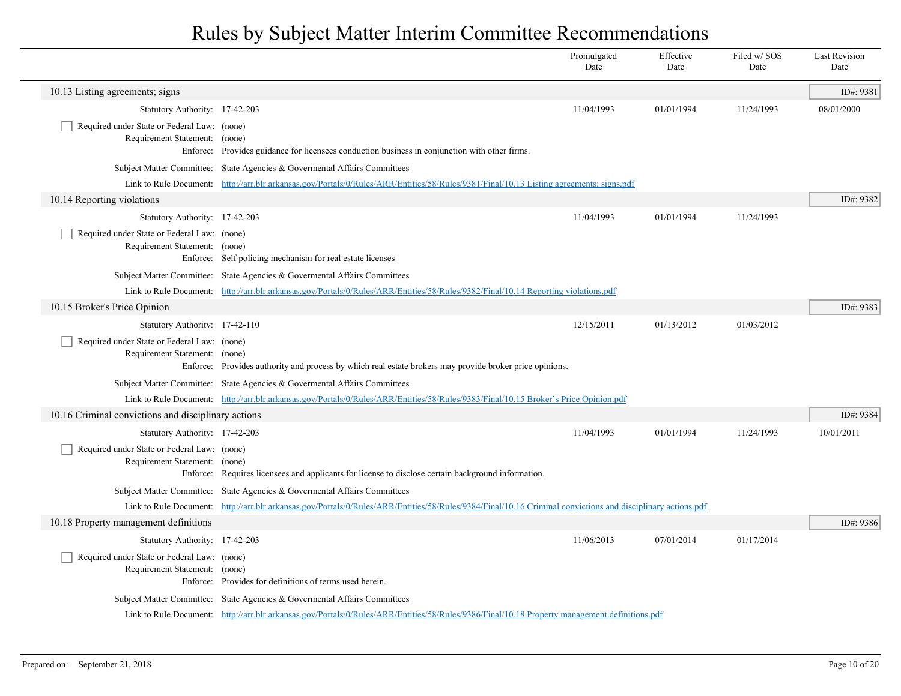# Rules by Subject Matter Interim Committee Recommendations

| | Promulgated Date | Effective Date | Filed w/ SOS Date | Last Revision Date |
|---|---|---|---|---|

## 10.13 Listing agreements; signs

**ID#: 9381**

| | | Promulgated Date | Effective Date | Filed w/ SOS Date | Last Revision Date |
|---|---|---|---|---|---|
| Statutory Authority: | 17-42-203 | 11/04/1993 | 01/01/1994 | 11/24/1993 | 08/01/2000 |

- [ ] Required under State or Federal Law: (none)

Requirement Statement: (none)

Enforce: Provides guidance for licensees conduction business in conjunction with other firms.

Subject Matter Committee: State Agencies & Govermental Affairs Committees

Link to Rule Document: [http://arr.blr.arkansas.gov/Portals/0/Rules/ARR/Entities/58/Rules/9381/Final/10.13 Listing agreements; signs.pdf](http://arr.blr.arkansas.gov/Portals/0/Rules/ARR/Entities/58/Rules/9381/Final/10.13 Listing agreements; signs.pdf)

## 10.14 Reporting violations

**ID#: 9382**

| | | Promulgated Date | Effective Date | Filed w/ SOS Date | Last Revision Date |
|---|---|---|---|---|---|
| Statutory Authority: | 17-42-203 | 11/04/1993 | 01/01/1994 | 11/24/1993 | |

- [ ] Required under State or Federal Law: (none)

Requirement Statement: (none)

Enforce: Self policing mechanism for real estate licenses

Subject Matter Committee: State Agencies & Govermental Affairs Committees

Link to Rule Document: [http://arr.blr.arkansas.gov/Portals/0/Rules/ARR/Entities/58/Rules/9382/Final/10.14 Reporting violations.pdf](http://arr.blr.arkansas.gov/Portals/0/Rules/ARR/Entities/58/Rules/9382/Final/10.14 Reporting violations.pdf)

## 10.15 Broker's Price Opinion

**ID#: 9383**

| | | Promulgated Date | Effective Date | Filed w/ SOS Date | Last Revision Date |
|---|---|---|---|---|---|
| Statutory Authority: | 17-42-110 | 12/15/2011 | 01/13/2012 | 01/03/2012 | |

- [ ] Required under State or Federal Law: (none)

Requirement Statement: (none)

Enforce: Provides authority and process by which real estate brokers may provide broker price opinions.

Subject Matter Committee: State Agencies & Govermental Affairs Committees

Link to Rule Document: [http://arr.blr.arkansas.gov/Portals/0/Rules/ARR/Entities/58/Rules/9383/Final/10.15 Broker’s Price Opinion.pdf](http://arr.blr.arkansas.gov/Portals/0/Rules/ARR/Entities/58/Rules/9383/Final/10.15 Broker’s Price Opinion.pdf)

## 10.16 Criminal convictions and disciplinary actions

**ID#: 9384**

| | | Promulgated Date | Effective Date | Filed w/ SOS Date | Last Revision Date |
|---|---|---|---|---|---|
| Statutory Authority: | 17-42-203 | 11/04/1993 | 01/01/1994 | 11/24/1993 | 10/01/2011 |

- [ ] Required under State or Federal Law: (none)

Requirement Statement: (none)

Enforce: Requires licensees and applicants for license to disclose certain background information.

Subject Matter Committee: State Agencies & Govermental Affairs Committees

Link to Rule Document: [http://arr.blr.arkansas.gov/Portals/0/Rules/ARR/Entities/58/Rules/9384/Final/10.16 Criminal convictions and disciplinary actions.pdf](http://arr.blr.arkansas.gov/Portals/0/Rules/ARR/Entities/58/Rules/9384/Final/10.16 Criminal convictions and disciplinary actions.pdf)

## 10.18 Property management definitions

**ID#: 9386**

| | | Promulgated Date | Effective Date | Filed w/ SOS Date | Last Revision Date |
|---|---|---|---|---|---|
| Statutory Authority: | 17-42-203 | 11/06/2013 | 07/01/2014 | 01/17/2014 | |

- [ ] Required under State or Federal Law: (none)

Requirement Statement: (none)

Enforce: Provides for definitions of terms used herein.

Subject Matter Committee: State Agencies & Govermental Affairs Committees

Link to Rule Document: [http://arr.blr.arkansas.gov/Portals/0/Rules/ARR/Entities/58/Rules/9386/Final/10.18 Property management definitions.pdf](http://arr.blr.arkansas.gov/Portals/0/Rules/ARR/Entities/58/Rules/9386/Final/10.18 Property management definitions.pdf)

Prepared on: September 21, 2018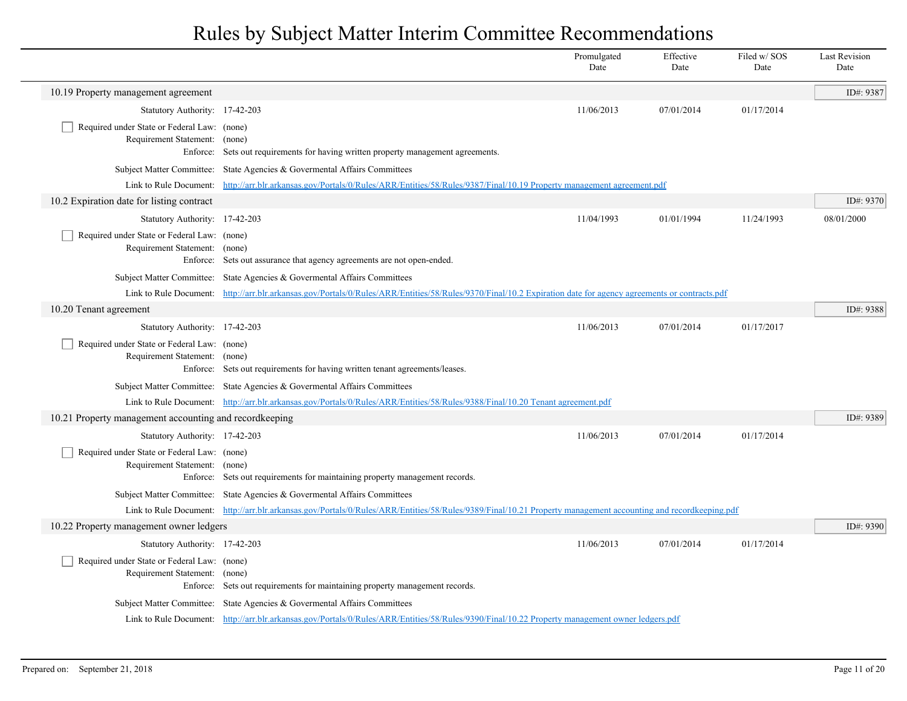# Rules by Subject Matter Interim Committee Recommendations

| | Promulgated Date | Effective Date | Filed w/ SOS Date | Last Revision Date |
|---|---|---|---|---|

## 10.19 Property management agreement

ID#: 9387

| | Promulgated Date | Effective Date | Filed w/ SOS Date | Last Revision Date |
|---|---|---|---|---|
| Statutory Authority: 17-42-203 | 11/06/2013 | 07/01/2014 | 01/17/2014 | |

- [ ] Required under State or Federal Law: (none)

Requirement Statement: (none)

Enforce: Sets out requirements for having written property management agreements.

Subject Matter Committee: State Agencies & Govermental Affairs Committees

Link to Rule Document: http://arr.blr.arkansas.gov/Portals/0/Rules/ARR/Entities/58/Rules/9387/Final/10.19 Property management agreement.pdf

## 10.2 Expiration date for listing contract

ID#: 9370

| | Promulgated Date | Effective Date | Filed w/ SOS Date | Last Revision Date |
|---|---|---|---|---|
| Statutory Authority: 17-42-203 | 11/04/1993 | 01/01/1994 | 11/24/1993 | 08/01/2000 |

- [ ] Required under State or Federal Law: (none)

Requirement Statement: (none)

Enforce: Sets out assurance that agency agreements are not open-ended.

Subject Matter Committee: State Agencies & Govermental Affairs Committees

Link to Rule Document: http://arr.blr.arkansas.gov/Portals/0/Rules/ARR/Entities/58/Rules/9370/Final/10.2 Expiration date for agency agreements or contracts.pdf

## 10.20 Tenant agreement

ID#: 9388

| | Promulgated Date | Effective Date | Filed w/ SOS Date | Last Revision Date |
|---|---|---|---|---|
| Statutory Authority: 17-42-203 | 11/06/2013 | 07/01/2014 | 01/17/2017 | |

- [ ] Required under State or Federal Law: (none)

Requirement Statement: (none)

Enforce: Sets out requirements for having written tenant agreements/leases.

Subject Matter Committee: State Agencies & Govermental Affairs Committees

Link to Rule Document: http://arr.blr.arkansas.gov/Portals/0/Rules/ARR/Entities/58/Rules/9388/Final/10.20 Tenant agreement.pdf

## 10.21 Property management accounting and recordkeeping

ID#: 9389

| | Promulgated Date | Effective Date | Filed w/ SOS Date | Last Revision Date |
|---|---|---|---|---|
| Statutory Authority: 17-42-203 | 11/06/2013 | 07/01/2014 | 01/17/2014 | |

- [ ] Required under State or Federal Law: (none)

Requirement Statement: (none)

Enforce: Sets out requirements for maintaining property management records.

Subject Matter Committee: State Agencies & Govermental Affairs Committees

Link to Rule Document: http://arr.blr.arkansas.gov/Portals/0/Rules/ARR/Entities/58/Rules/9389/Final/10.21 Property management accounting and recordkeeping.pdf

## 10.22 Property management owner ledgers

ID#: 9390

| | Promulgated Date | Effective Date | Filed w/ SOS Date | Last Revision Date |
|---|---|---|---|---|
| Statutory Authority: 17-42-203 | 11/06/2013 | 07/01/2014 | 01/17/2014 | |

- [ ] Required under State or Federal Law: (none)

Requirement Statement: (none)

Enforce: Sets out requirements for maintaining property management records.

Subject Matter Committee: State Agencies & Govermental Affairs Committees

Link to Rule Document: http://arr.blr.arkansas.gov/Portals/0/Rules/ARR/Entities/58/Rules/9390/Final/10.22 Property management owner ledgers.pdf

Prepared on: September 21, 2018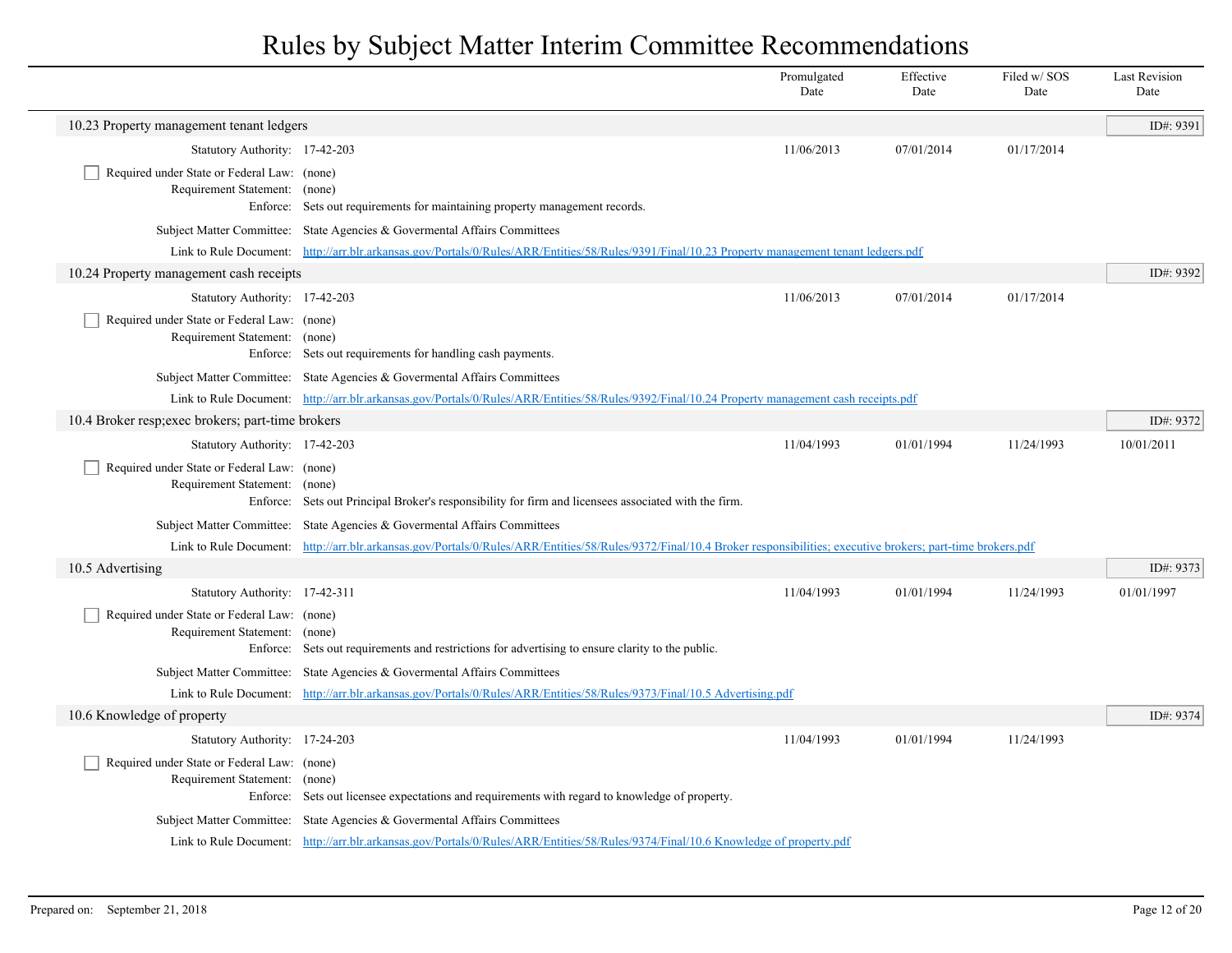# Rules by Subject Matter Interim Committee Recommendations

| | Promulgated Date | Effective Date | Filed w/ SOS Date | Last Revision Date |
|---|---|---|---|---|

## 10.23 Property management tenant ledgers

ID#: 9391

| | Promulgated Date | Effective Date | Filed w/ SOS Date | Last Revision Date |
|---|---|---|---|---|
| Statutory Authority: 17-42-203 | 11/06/2013 | 07/01/2014 | 01/17/2014 | |

- [ ] Required under State or Federal Law: (none)

Requirement Statement: (none)

Enforce: Sets out requirements for maintaining property management records.

Subject Matter Committee: State Agencies & Govermental Affairs Committees

Link to Rule Document: http://arr.blr.arkansas.gov/Portals/0/Rules/ARR/Entities/58/Rules/9391/Final/10.23 Property management tenant ledgers.pdf

## 10.24 Property management cash receipts

ID#: 9392

| | Promulgated Date | Effective Date | Filed w/ SOS Date | Last Revision Date |
|---|---|---|---|---|
| Statutory Authority: 17-42-203 | 11/06/2013 | 07/01/2014 | 01/17/2014 | |

- [ ] Required under State or Federal Law: (none)

Requirement Statement: (none)

Enforce: Sets out requirements for handling cash payments.

Subject Matter Committee: State Agencies & Govermental Affairs Committees

Link to Rule Document: http://arr.blr.arkansas.gov/Portals/0/Rules/ARR/Entities/58/Rules/9392/Final/10.24 Property management cash receipts.pdf

## 10.4 Broker resp;exec brokers; part-time brokers

ID#: 9372

| | Promulgated Date | Effective Date | Filed w/ SOS Date | Last Revision Date |
|---|---|---|---|---|
| Statutory Authority: 17-42-203 | 11/04/1993 | 01/01/1994 | 11/24/1993 | 10/01/2011 |

- [ ] Required under State or Federal Law: (none)

Requirement Statement: (none)

Enforce: Sets out Principal Broker's responsibility for firm and licensees associated with the firm.

Subject Matter Committee: State Agencies & Govermental Affairs Committees

Link to Rule Document: http://arr.blr.arkansas.gov/Portals/0/Rules/ARR/Entities/58/Rules/9372/Final/10.4 Broker responsibilities; executive brokers; part-time brokers.pdf

## 10.5 Advertising

ID#: 9373

| | Promulgated Date | Effective Date | Filed w/ SOS Date | Last Revision Date |
|---|---|---|---|---|
| Statutory Authority: 17-42-311 | 11/04/1993 | 01/01/1994 | 11/24/1993 | 01/01/1997 |

- [ ] Required under State or Federal Law: (none)

Requirement Statement: (none)

Enforce: Sets out requirements and restrictions for advertising to ensure clarity to the public.

Subject Matter Committee: State Agencies & Govermental Affairs Committees

Link to Rule Document: http://arr.blr.arkansas.gov/Portals/0/Rules/ARR/Entities/58/Rules/9373/Final/10.5 Advertising.pdf

## 10.6 Knowledge of property

ID#: 9374

| | Promulgated Date | Effective Date | Filed w/ SOS Date | Last Revision Date |
|---|---|---|---|---|
| Statutory Authority: 17-24-203 | 11/04/1993 | 01/01/1994 | 11/24/1993 | |

- [ ] Required under State or Federal Law: (none)

Requirement Statement: (none)

Enforce: Sets out licensee expectations and requirements with regard to knowledge of property.

Subject Matter Committee: State Agencies & Govermental Affairs Committees

Link to Rule Document: http://arr.blr.arkansas.gov/Portals/0/Rules/ARR/Entities/58/Rules/9374/Final/10.6 Knowledge of property.pdf

Prepared on: September 21, 2018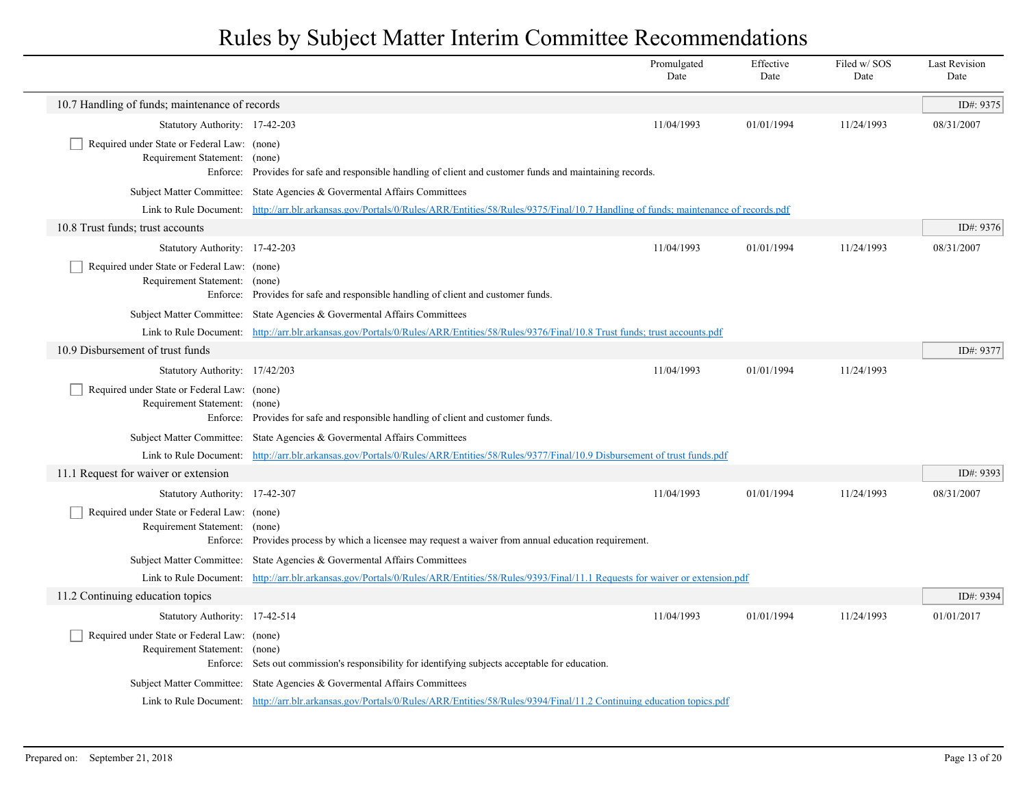# Rules by Subject Matter Interim Committee Recommendations

| | Promulgated Date | Effective Date | Filed w/ SOS Date | Last Revision Date |
|---|---|---|---|---|

## 10.7 Handling of funds; maintenance of records

ID#: 9375

| | | Promulgated Date | Effective Date | Filed w/ SOS Date | Last Revision Date |
|---|---|---|---|---|---|
| Statutory Authority: | 17-42-203 | 11/04/1993 | 01/01/1994 | 11/24/1993 | 08/31/2007 |

- [ ] Required under State or Federal Law: (none)

Requirement Statement: (none)

Enforce: Provides for safe and responsible handling of client and customer funds and maintaining records.

Subject Matter Committee: State Agencies & Govermental Affairs Committees

Link to Rule Document: http://arr.blr.arkansas.gov/Portals/0/Rules/ARR/Entities/58/Rules/9375/Final/10.7 Handling of funds; maintenance of records.pdf

## 10.8 Trust funds; trust accounts

ID#: 9376

| | | Promulgated Date | Effective Date | Filed w/ SOS Date | Last Revision Date |
|---|---|---|---|---|---|
| Statutory Authority: | 17-42-203 | 11/04/1993 | 01/01/1994 | 11/24/1993 | 08/31/2007 |

- [ ] Required under State or Federal Law: (none)

Requirement Statement: (none)

Enforce: Provides for safe and responsible handling of client and customer funds.

Subject Matter Committee: State Agencies & Govermental Affairs Committees

Link to Rule Document: http://arr.blr.arkansas.gov/Portals/0/Rules/ARR/Entities/58/Rules/9376/Final/10.8 Trust funds; trust accounts.pdf

## 10.9 Disbursement of trust funds

ID#: 9377

| | | Promulgated Date | Effective Date | Filed w/ SOS Date | Last Revision Date |
|---|---|---|---|---|---|
| Statutory Authority: | 17/42/203 | 11/04/1993 | 01/01/1994 | 11/24/1993 | |

- [ ] Required under State or Federal Law: (none)

Requirement Statement: (none)

Enforce: Provides for safe and responsible handling of client and customer funds.

Subject Matter Committee: State Agencies & Govermental Affairs Committees

Link to Rule Document: http://arr.blr.arkansas.gov/Portals/0/Rules/ARR/Entities/58/Rules/9377/Final/10.9 Disbursement of trust funds.pdf

## 11.1 Request for waiver or extension

ID#: 9393

| | | Promulgated Date | Effective Date | Filed w/ SOS Date | Last Revision Date |
|---|---|---|---|---|---|
| Statutory Authority: | 17-42-307 | 11/04/1993 | 01/01/1994 | 11/24/1993 | 08/31/2007 |

- [ ] Required under State or Federal Law: (none)

Requirement Statement: (none)

Enforce: Provides process by which a licensee may request a waiver from annual education requirement.

Subject Matter Committee: State Agencies & Govermental Affairs Committees

Link to Rule Document: http://arr.blr.arkansas.gov/Portals/0/Rules/ARR/Entities/58/Rules/9393/Final/11.1 Requests for waiver or extension.pdf

## 11.2 Continuing education topics

ID#: 9394

| | | Promulgated Date | Effective Date | Filed w/ SOS Date | Last Revision Date |
|---|---|---|---|---|---|
| Statutory Authority: | 17-42-514 | 11/04/1993 | 01/01/1994 | 11/24/1993 | 01/01/2017 |

- [ ] Required under State or Federal Law: (none)

Requirement Statement: (none)

Enforce: Sets out commission's responsibility for identifying subjects acceptable for education.

Subject Matter Committee: State Agencies & Govermental Affairs Committees

Link to Rule Document: http://arr.blr.arkansas.gov/Portals/0/Rules/ARR/Entities/58/Rules/9394/Final/11.2 Continuing education topics.pdf

Prepared on: September 21, 2018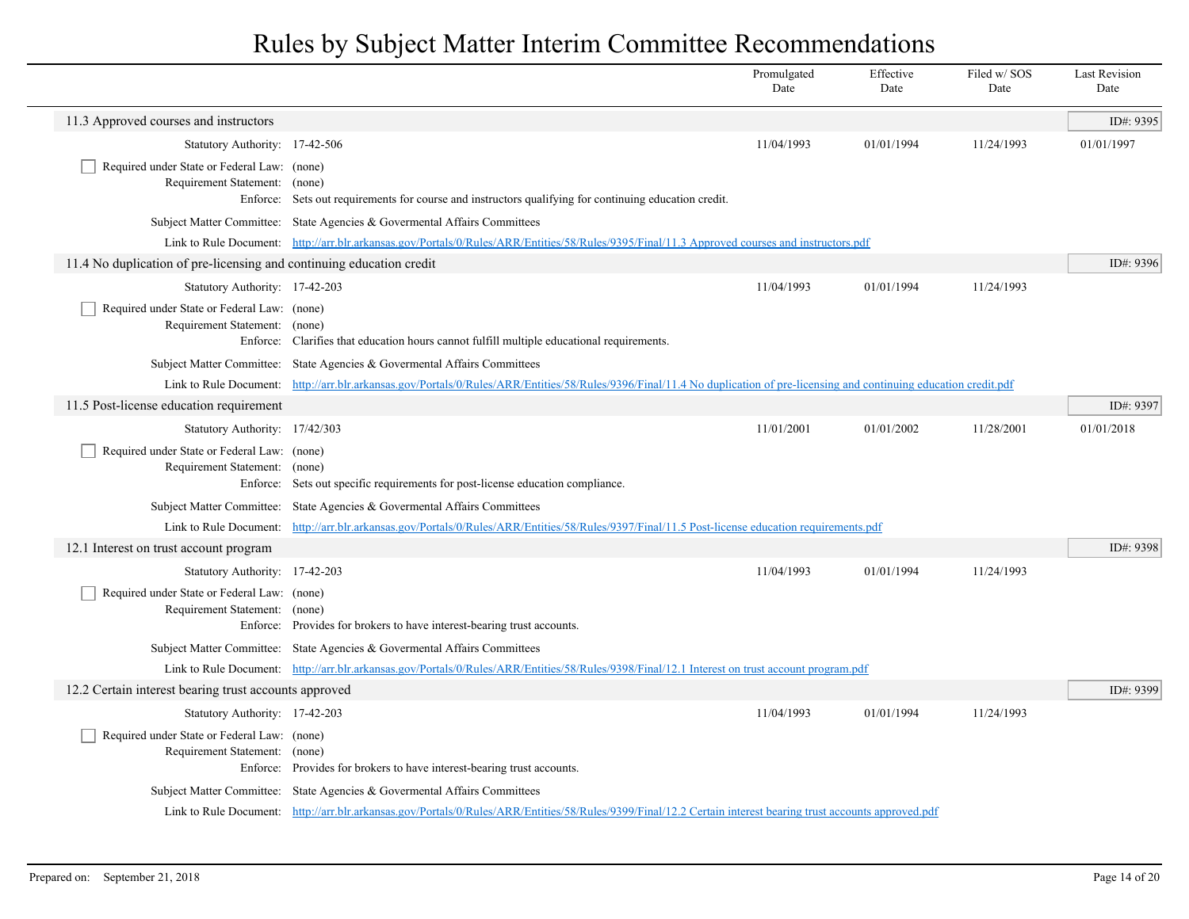# Rules by Subject Matter Interim Committee Recommendations

| | Promulgated Date | Effective Date | Filed w/ SOS Date | Last Revision Date |
|---|---|---|---|---|

## 11.3 Approved courses and instructors

ID#: 9395

| | | Promulgated Date | Effective Date | Filed w/ SOS Date | Last Revision Date |
|---|---|---|---|---|---|
| Statutory Authority: | 17-42-506 | 11/04/1993 | 01/01/1994 | 11/24/1993 | 01/01/1997 |

- [ ] Required under State or Federal Law: (none)

Requirement Statement: (none)

Enforce: Sets out requirements for course and instructors qualifying for continuing education credit.

Subject Matter Committee: State Agencies & Govermental Affairs Committees

Link to Rule Document: [http://arr.blr.arkansas.gov/Portals/0/Rules/ARR/Entities/58/Rules/9395/Final/11.3 Approved courses and instructors.pdf](http://arr.blr.arkansas.gov/Portals/0/Rules/ARR/Entities/58/Rules/9395/Final/11.3 Approved courses and instructors.pdf)

## 11.4 No duplication of pre-licensing and continuing education credit

ID#: 9396

| | | Promulgated Date | Effective Date | Filed w/ SOS Date | Last Revision Date |
|---|---|---|---|---|---|
| Statutory Authority: | 17-42-203 | 11/04/1993 | 01/01/1994 | 11/24/1993 | |

- [ ] Required under State or Federal Law: (none)

Requirement Statement: (none)

Enforce: Clarifies that education hours cannot fulfill multiple educational requirements.

Subject Matter Committee: State Agencies & Govermental Affairs Committees

Link to Rule Document: [http://arr.blr.arkansas.gov/Portals/0/Rules/ARR/Entities/58/Rules/9396/Final/11.4 No duplication of pre-licensing and continuing education credit.pdf](http://arr.blr.arkansas.gov/Portals/0/Rules/ARR/Entities/58/Rules/9396/Final/11.4 No duplication of pre-licensing and continuing education credit.pdf)

## 11.5 Post-license education requirement

ID#: 9397

| | | Promulgated Date | Effective Date | Filed w/ SOS Date | Last Revision Date |
|---|---|---|---|---|---|
| Statutory Authority: | 17/42/303 | 11/01/2001 | 01/01/2002 | 11/28/2001 | 01/01/2018 |

- [ ] Required under State or Federal Law: (none)

Requirement Statement: (none)

Enforce: Sets out specific requirements for post-license education compliance.

Subject Matter Committee: State Agencies & Govermental Affairs Committees

Link to Rule Document: [http://arr.blr.arkansas.gov/Portals/0/Rules/ARR/Entities/58/Rules/9397/Final/11.5 Post-license education requirements.pdf](http://arr.blr.arkansas.gov/Portals/0/Rules/ARR/Entities/58/Rules/9397/Final/11.5 Post-license education requirements.pdf)

## 12.1 Interest on trust account program

ID#: 9398

| | | Promulgated Date | Effective Date | Filed w/ SOS Date | Last Revision Date |
|---|---|---|---|---|---|
| Statutory Authority: | 17-42-203 | 11/04/1993 | 01/01/1994 | 11/24/1993 | |

- [ ] Required under State or Federal Law: (none)

Requirement Statement: (none)

Enforce: Provides for brokers to have interest-bearing trust accounts.

Subject Matter Committee: State Agencies & Govermental Affairs Committees

Link to Rule Document: [http://arr.blr.arkansas.gov/Portals/0/Rules/ARR/Entities/58/Rules/9398/Final/12.1 Interest on trust account program.pdf](http://arr.blr.arkansas.gov/Portals/0/Rules/ARR/Entities/58/Rules/9398/Final/12.1 Interest on trust account program.pdf)

## 12.2 Certain interest bearing trust accounts approved

ID#: 9399

| | | Promulgated Date | Effective Date | Filed w/ SOS Date | Last Revision Date |
|---|---|---|---|---|---|
| Statutory Authority: | 17-42-203 | 11/04/1993 | 01/01/1994 | 11/24/1993 | |

- [ ] Required under State or Federal Law: (none)

Requirement Statement: (none)

Enforce: Provides for brokers to have interest-bearing trust accounts.

Subject Matter Committee: State Agencies & Govermental Affairs Committees

Link to Rule Document: [http://arr.blr.arkansas.gov/Portals/0/Rules/ARR/Entities/58/Rules/9399/Final/12.2 Certain interest bearing trust accounts approved.pdf](http://arr.blr.arkansas.gov/Portals/0/Rules/ARR/Entities/58/Rules/9399/Final/12.2 Certain interest bearing trust accounts approved.pdf)

Prepared on: September 21, 2018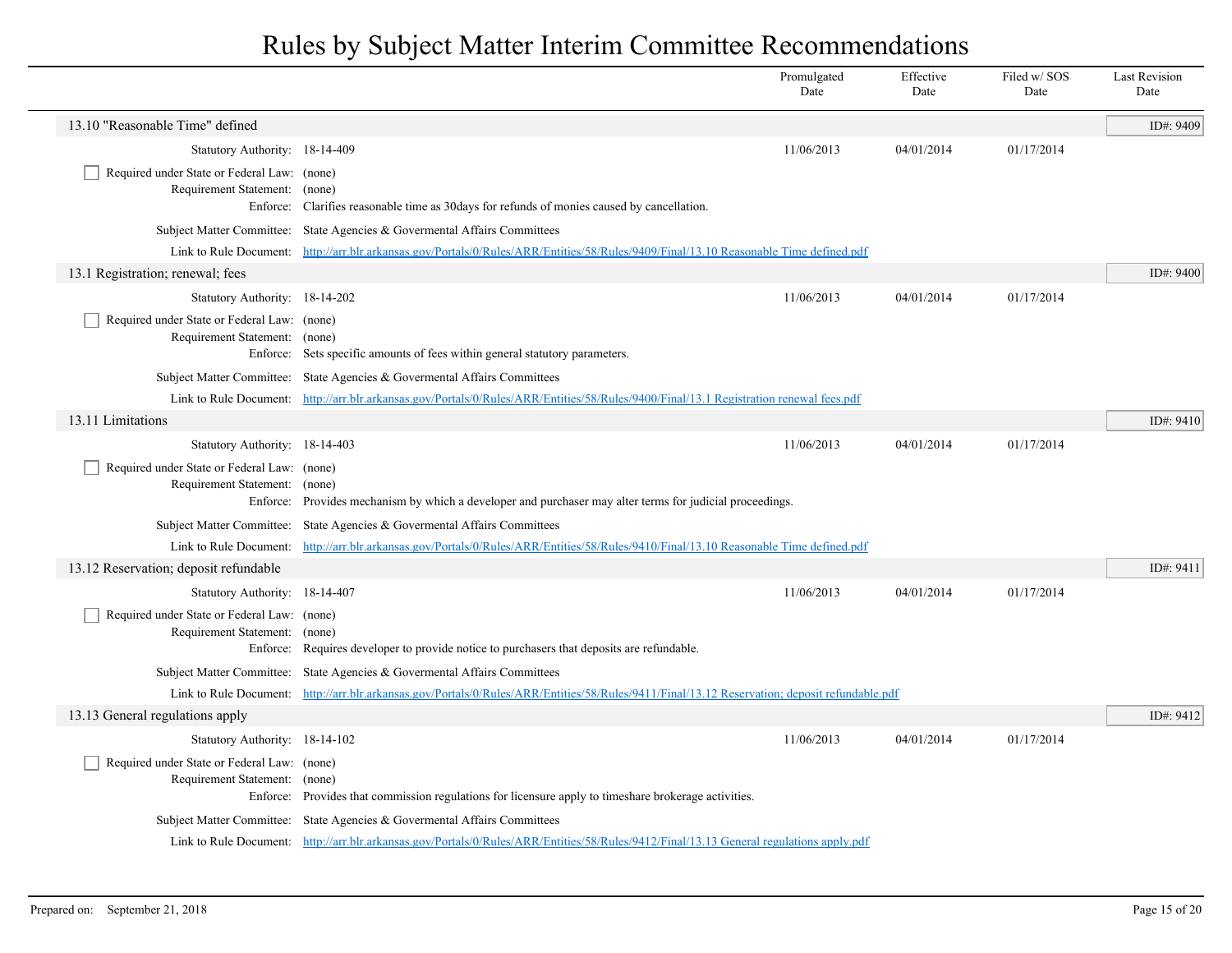# Rules by Subject Matter Interim Committee Recommendations

| | | Promulgated Date | Effective Date | Filed w/ SOS Date | Last Revision Date |
|---|---|---|---|---|---|

## 13.10 "Reasonable Time" defined

ID#: 9409

| | | Promulgated Date | Effective Date | Filed w/ SOS Date | Last Revision Date |
|---|---|---|---|---|---|
| Statutory Authority: | 18-14-409 | 11/06/2013 | 04/01/2014 | 01/17/2014 | |

- [ ] Required under State or Federal Law: (none)

Requirement Statement: (none)

Enforce: Clarifies reasonable time as 30days for refunds of monies caused by cancellation.

Subject Matter Committee: State Agencies & Govermental Affairs Committees

Link to Rule Document: [http://arr.blr.arkansas.gov/Portals/0/Rules/ARR/Entities/58/Rules/9409/Final/13.10 Reasonable Time defined.pdf](http://arr.blr.arkansas.gov/Portals/0/Rules/ARR/Entities/58/Rules/9409/Final/13.10 Reasonable Time defined.pdf)

## 13.1 Registration; renewal; fees

ID#: 9400

| | | Promulgated Date | Effective Date | Filed w/ SOS Date | Last Revision Date |
|---|---|---|---|---|---|
| Statutory Authority: | 18-14-202 | 11/06/2013 | 04/01/2014 | 01/17/2014 | |

- [ ] Required under State or Federal Law: (none)

Requirement Statement: (none)

Enforce: Sets specific amounts of fees within general statutory parameters.

Subject Matter Committee: State Agencies & Govermental Affairs Committees

Link to Rule Document: [http://arr.blr.arkansas.gov/Portals/0/Rules/ARR/Entities/58/Rules/9400/Final/13.1 Registration renewal fees.pdf](http://arr.blr.arkansas.gov/Portals/0/Rules/ARR/Entities/58/Rules/9400/Final/13.1 Registration renewal fees.pdf)

## 13.11 Limitations

ID#: 9410

| | | Promulgated Date | Effective Date | Filed w/ SOS Date | Last Revision Date |
|---|---|---|---|---|---|
| Statutory Authority: | 18-14-403 | 11/06/2013 | 04/01/2014 | 01/17/2014 | |

- [ ] Required under State or Federal Law: (none)

Requirement Statement: (none)

Enforce: Provides mechanism by which a developer and purchaser may alter terms for judicial proceedings.

Subject Matter Committee: State Agencies & Govermental Affairs Committees

Link to Rule Document: [http://arr.blr.arkansas.gov/Portals/0/Rules/ARR/Entities/58/Rules/9410/Final/13.10 Reasonable Time defined.pdf](http://arr.blr.arkansas.gov/Portals/0/Rules/ARR/Entities/58/Rules/9410/Final/13.10 Reasonable Time defined.pdf)

## 13.12 Reservation; deposit refundable

ID#: 9411

| | | Promulgated Date | Effective Date | Filed w/ SOS Date | Last Revision Date |
|---|---|---|---|---|---|
| Statutory Authority: | 18-14-407 | 11/06/2013 | 04/01/2014 | 01/17/2014 | |

- [ ] Required under State or Federal Law: (none)

Requirement Statement: (none)

Enforce: Requires developer to provide notice to purchasers that deposits are refundable.

Subject Matter Committee: State Agencies & Govermental Affairs Committees

Link to Rule Document: [http://arr.blr.arkansas.gov/Portals/0/Rules/ARR/Entities/58/Rules/9411/Final/13.12 Reservation; deposit refundable.pdf](http://arr.blr.arkansas.gov/Portals/0/Rules/ARR/Entities/58/Rules/9411/Final/13.12 Reservation; deposit refundable.pdf)

## 13.13 General regulations apply

ID#: 9412

| | | Promulgated Date | Effective Date | Filed w/ SOS Date | Last Revision Date |
|---|---|---|---|---|---|
| Statutory Authority: | 18-14-102 | 11/06/2013 | 04/01/2014 | 01/17/2014 | |

- [ ] Required under State or Federal Law: (none)

Requirement Statement: (none)

Enforce: Provides that commission regulations for licensure apply to timeshare brokerage activities.

Subject Matter Committee: State Agencies & Govermental Affairs Committees

Link to Rule Document: [http://arr.blr.arkansas.gov/Portals/0/Rules/ARR/Entities/58/Rules/9412/Final/13.13 General regulations apply.pdf](http://arr.blr.arkansas.gov/Portals/0/Rules/ARR/Entities/58/Rules/9412/Final/13.13 General regulations apply.pdf)

Prepared on: September 21, 2018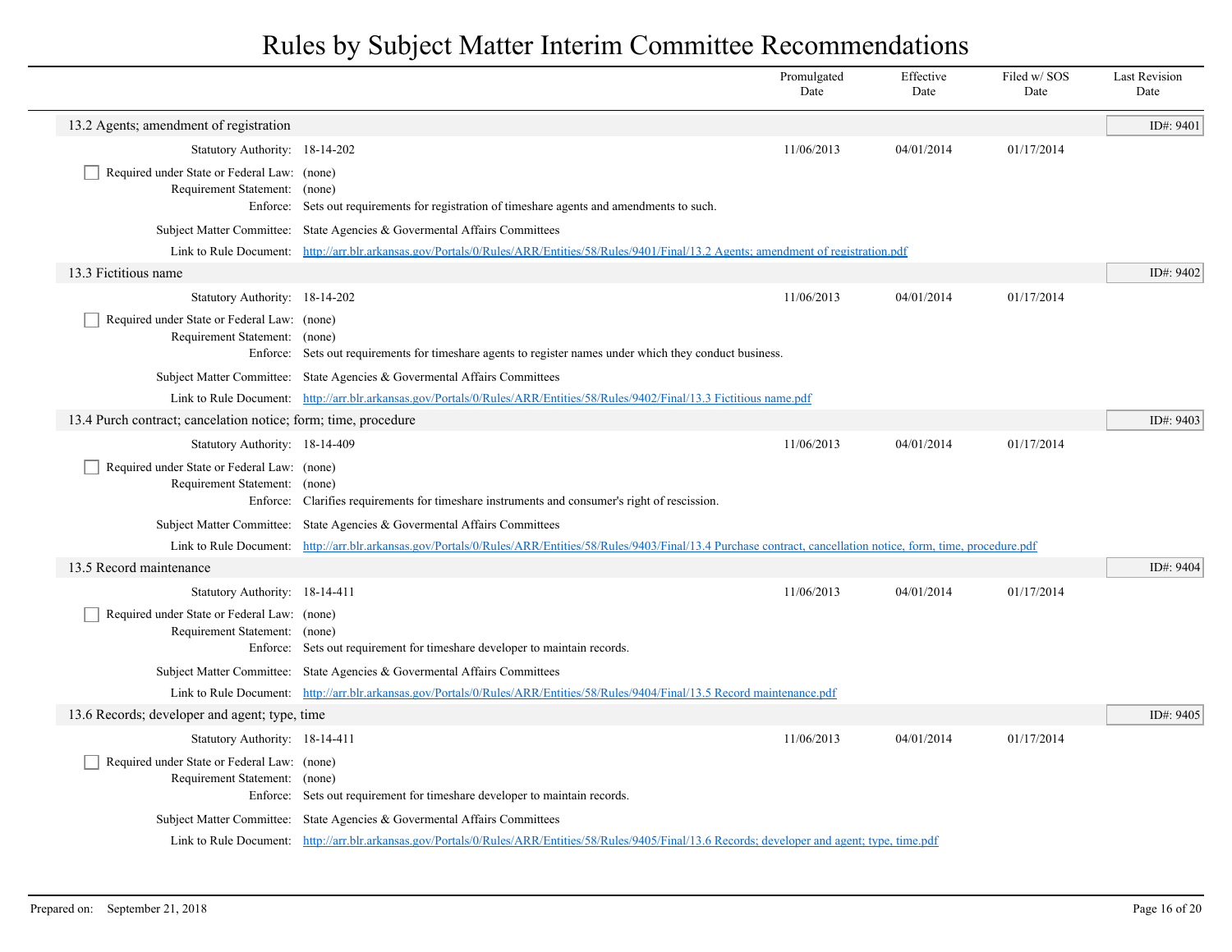# Rules by Subject Matter Interim Committee Recommendations

| | | Promulgated Date | Effective Date | Filed w/ SOS Date | Last Revision Date |
|---|---|---|---|---|---|

## 13.2 Agents; amendment of registration

ID#: 9401

| | | Promulgated Date | Effective Date | Filed w/ SOS Date | Last Revision Date |
|---|---|---|---|---|---|
| Statutory Authority: | 18-14-202 | 11/06/2013 | 04/01/2014 | 01/17/2014 | |

- [ ] Required under State or Federal Law: (none)

Requirement Statement: (none)

Enforce: Sets out requirements for registration of timeshare agents and amendments to such.

Subject Matter Committee: State Agencies & Govermental Affairs Committees

Link to Rule Document: [http://arr.blr.arkansas.gov/Portals/0/Rules/ARR/Entities/58/Rules/9401/Final/13.2 Agents; amendment of registration.pdf](http://arr.blr.arkansas.gov/Portals/0/Rules/ARR/Entities/58/Rules/9401/Final/13.2 Agents; amendment of registration.pdf)

## 13.3 Fictitious name

ID#: 9402

| | | Promulgated Date | Effective Date | Filed w/ SOS Date | Last Revision Date |
|---|---|---|---|---|---|
| Statutory Authority: | 18-14-202 | 11/06/2013 | 04/01/2014 | 01/17/2014 | |

- [ ] Required under State or Federal Law: (none)

Requirement Statement: (none)

Enforce: Sets out requirements for timeshare agents to register names under which they conduct business.

Subject Matter Committee: State Agencies & Govermental Affairs Committees

Link to Rule Document: [http://arr.blr.arkansas.gov/Portals/0/Rules/ARR/Entities/58/Rules/9402/Final/13.3 Fictitious name.pdf](http://arr.blr.arkansas.gov/Portals/0/Rules/ARR/Entities/58/Rules/9402/Final/13.3 Fictitious name.pdf)

## 13.4 Purch contract; cancelation notice; form; time, procedure

ID#: 9403

| | | Promulgated Date | Effective Date | Filed w/ SOS Date | Last Revision Date |
|---|---|---|---|---|---|
| Statutory Authority: | 18-14-409 | 11/06/2013 | 04/01/2014 | 01/17/2014 | |

- [ ] Required under State or Federal Law: (none)

Requirement Statement: (none)

Enforce: Clarifies requirements for timeshare instruments and consumer's right of rescission.

Subject Matter Committee: State Agencies & Govermental Affairs Committees

Link to Rule Document: [http://arr.blr.arkansas.gov/Portals/0/Rules/ARR/Entities/58/Rules/9403/Final/13.4 Purchase contract, cancellation notice, form, time, procedure.pdf](http://arr.blr.arkansas.gov/Portals/0/Rules/ARR/Entities/58/Rules/9403/Final/13.4 Purchase contract, cancellation notice, form, time, procedure.pdf)

## 13.5 Record maintenance

ID#: 9404

| | | Promulgated Date | Effective Date | Filed w/ SOS Date | Last Revision Date |
|---|---|---|---|---|---|
| Statutory Authority: | 18-14-411 | 11/06/2013 | 04/01/2014 | 01/17/2014 | |

- [ ] Required under State or Federal Law: (none)

Requirement Statement: (none)

Enforce: Sets out requirement for timeshare developer to maintain records.

Subject Matter Committee: State Agencies & Govermental Affairs Committees

Link to Rule Document: [http://arr.blr.arkansas.gov/Portals/0/Rules/ARR/Entities/58/Rules/9404/Final/13.5 Record maintenance.pdf](http://arr.blr.arkansas.gov/Portals/0/Rules/ARR/Entities/58/Rules/9404/Final/13.5 Record maintenance.pdf)

## 13.6 Records; developer and agent; type, time

ID#: 9405

| | | Promulgated Date | Effective Date | Filed w/ SOS Date | Last Revision Date |
|---|---|---|---|---|---|
| Statutory Authority: | 18-14-411 | 11/06/2013 | 04/01/2014 | 01/17/2014 | |

- [ ] Required under State or Federal Law: (none)

Requirement Statement: (none)

Enforce: Sets out requirement for timeshare developer to maintain records.

Subject Matter Committee: State Agencies & Govermental Affairs Committees

Link to Rule Document: [http://arr.blr.arkansas.gov/Portals/0/Rules/ARR/Entities/58/Rules/9405/Final/13.6 Records; developer and agent; type, time.pdf](http://arr.blr.arkansas.gov/Portals/0/Rules/ARR/Entities/58/Rules/9405/Final/13.6 Records; developer and agent; type, time.pdf)

Prepared on: September 21, 2018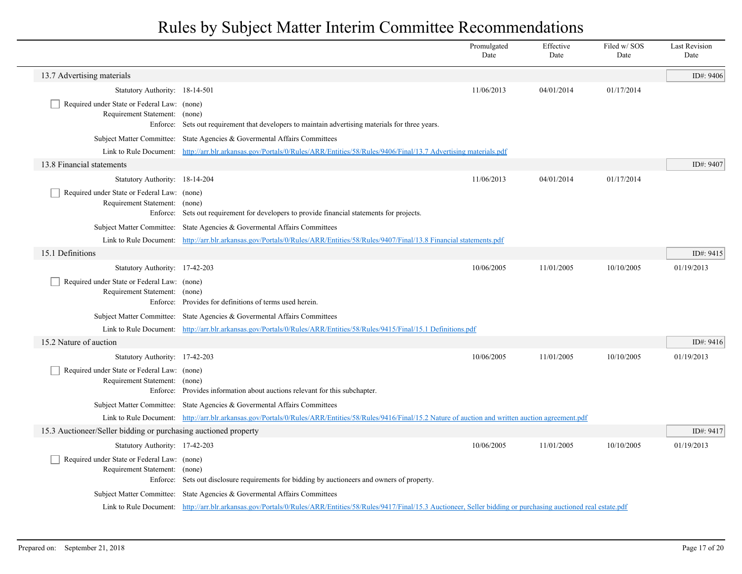# Rules by Subject Matter Interim Committee Recommendations

| | Promulgated Date | Effective Date | Filed w/ SOS Date | Last Revision Date |
|---|---|---|---|---|

## 13.7 Advertising materials

ID#: 9406

| | Promulgated Date | Effective Date | Filed w/ SOS Date | Last Revision Date |
|---|---|---|---|---|
| Statutory Authority: 18-14-501 | 11/06/2013 | 04/01/2014 | 01/17/2014 | |

- [ ] Required under State or Federal Law: (none)

Requirement Statement: (none)

Enforce: Sets out requirement that developers to maintain advertising materials for three years.

Subject Matter Committee: State Agencies & Govermental Affairs Committees

Link to Rule Document: [http://arr.blr.arkansas.gov/Portals/0/Rules/ARR/Entities/58/Rules/9406/Final/13.7 Advertising materials.pdf](http://arr.blr.arkansas.gov/Portals/0/Rules/ARR/Entities/58/Rules/9406/Final/13.7 Advertising materials.pdf)

## 13.8 Financial statements

ID#: 9407

| | Promulgated Date | Effective Date | Filed w/ SOS Date | Last Revision Date |
|---|---|---|---|---|
| Statutory Authority: 18-14-204 | 11/06/2013 | 04/01/2014 | 01/17/2014 | |

- [ ] Required under State or Federal Law: (none)

Requirement Statement: (none)

Enforce: Sets out requirement for developers to provide financial statements for projects.

Subject Matter Committee: State Agencies & Govermental Affairs Committees

Link to Rule Document: [http://arr.blr.arkansas.gov/Portals/0/Rules/ARR/Entities/58/Rules/9407/Final/13.8 Financial statements.pdf](http://arr.blr.arkansas.gov/Portals/0/Rules/ARR/Entities/58/Rules/9407/Final/13.8 Financial statements.pdf)

## 15.1 Definitions

ID#: 9415

| | Promulgated Date | Effective Date | Filed w/ SOS Date | Last Revision Date |
|---|---|---|---|---|
| Statutory Authority: 17-42-203 | 10/06/2005 | 11/01/2005 | 10/10/2005 | 01/19/2013 |

- [ ] Required under State or Federal Law: (none)

Requirement Statement: (none)

Enforce: Provides for definitions of terms used herein.

Subject Matter Committee: State Agencies & Govermental Affairs Committees

Link to Rule Document: [http://arr.blr.arkansas.gov/Portals/0/Rules/ARR/Entities/58/Rules/9415/Final/15.1 Definitions.pdf](http://arr.blr.arkansas.gov/Portals/0/Rules/ARR/Entities/58/Rules/9415/Final/15.1 Definitions.pdf)

## 15.2 Nature of auction

ID#: 9416

| | Promulgated Date | Effective Date | Filed w/ SOS Date | Last Revision Date |
|---|---|---|---|---|
| Statutory Authority: 17-42-203 | 10/06/2005 | 11/01/2005 | 10/10/2005 | 01/19/2013 |

- [ ] Required under State or Federal Law: (none)

Requirement Statement: (none)

Enforce: Provides information about auctions relevant for this subchapter.

Subject Matter Committee: State Agencies & Govermental Affairs Committees

Link to Rule Document: [http://arr.blr.arkansas.gov/Portals/0/Rules/ARR/Entities/58/Rules/9416/Final/15.2 Nature of auction and written auction agreement.pdf](http://arr.blr.arkansas.gov/Portals/0/Rules/ARR/Entities/58/Rules/9416/Final/15.2 Nature of auction and written auction agreement.pdf)

## 15.3 Auctioneer/Seller bidding or purchasing auctioned property

ID#: 9417

| | Promulgated Date | Effective Date | Filed w/ SOS Date | Last Revision Date |
|---|---|---|---|---|
| Statutory Authority: 17-42-203 | 10/06/2005 | 11/01/2005 | 10/10/2005 | 01/19/2013 |

- [ ] Required under State or Federal Law: (none)

Requirement Statement: (none)

Enforce: Sets out disclosure requirements for bidding by auctioneers and owners of property.

Subject Matter Committee: State Agencies & Govermental Affairs Committees

Link to Rule Document: [http://arr.blr.arkansas.gov/Portals/0/Rules/ARR/Entities/58/Rules/9417/Final/15.3 Auctioneer, Seller bidding or purchasing auctioned real estate.pdf](http://arr.blr.arkansas.gov/Portals/0/Rules/ARR/Entities/58/Rules/9417/Final/15.3 Auctioneer, Seller bidding or purchasing auctioned real estate.pdf)

Prepared on: September 21, 2018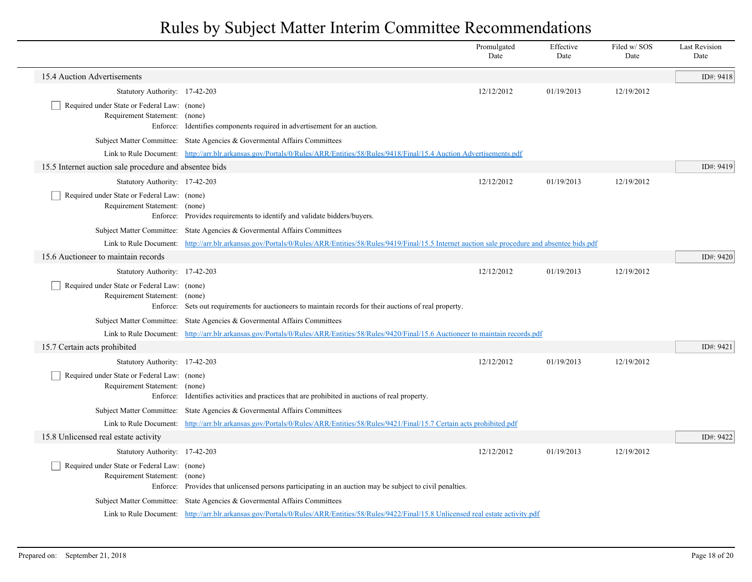# Rules by Subject Matter Interim Committee Recommendations

| | Promulgated Date | Effective Date | Filed w/ SOS Date | Last Revision Date |
|---|---|---|---|---|

## 15.4 Auction Advertisements

ID#: 9418

| | | Promulgated Date | Effective Date | Filed w/ SOS Date | Last Revision Date |
|---|---|---|---|---|---|
| Statutory Authority: | 17-42-203 | 12/12/2012 | 01/19/2013 | 12/19/2012 | |

- [ ] Required under State or Federal Law: (none)

Requirement Statement: (none)

Enforce: Identifies components required in advertisement for an auction.

Subject Matter Committee: State Agencies & Govermental Affairs Committees

Link to Rule Document: http://arr.blr.arkansas.gov/Portals/0/Rules/ARR/Entities/58/Rules/9418/Final/15.4 Auction Advertisements.pdf

## 15.5 Internet auction sale procedure and absentee bids

ID#: 9419

| | | Promulgated Date | Effective Date | Filed w/ SOS Date | Last Revision Date |
|---|---|---|---|---|---|
| Statutory Authority: | 17-42-203 | 12/12/2012 | 01/19/2013 | 12/19/2012 | |

- [ ] Required under State or Federal Law: (none)

Requirement Statement: (none)

Enforce: Provides requirements to identify and validate bidders/buyers.

Subject Matter Committee: State Agencies & Govermental Affairs Committees

Link to Rule Document: http://arr.blr.arkansas.gov/Portals/0/Rules/ARR/Entities/58/Rules/9419/Final/15.5 Internet auction sale procedure and absentee bids.pdf

## 15.6 Auctioneer to maintain records

ID#: 9420

| | | Promulgated Date | Effective Date | Filed w/ SOS Date | Last Revision Date |
|---|---|---|---|---|---|
| Statutory Authority: | 17-42-203 | 12/12/2012 | 01/19/2013 | 12/19/2012 | |

- [ ] Required under State or Federal Law: (none)

Requirement Statement: (none)

Enforce: Sets out requirements for auctioneers to maintain records for their auctions of real property.

Subject Matter Committee: State Agencies & Govermental Affairs Committees

Link to Rule Document: http://arr.blr.arkansas.gov/Portals/0/Rules/ARR/Entities/58/Rules/9420/Final/15.6 Auctioneer to maintain records.pdf

## 15.7 Certain acts prohibited

ID#: 9421

| | | Promulgated Date | Effective Date | Filed w/ SOS Date | Last Revision Date |
|---|---|---|---|---|---|
| Statutory Authority: | 17-42-203 | 12/12/2012 | 01/19/2013 | 12/19/2012 | |

- [ ] Required under State or Federal Law: (none)

Requirement Statement: (none)

Enforce: Identifies activities and practices that are prohibited in auctions of real property.

Subject Matter Committee: State Agencies & Govermental Affairs Committees

Link to Rule Document: http://arr.blr.arkansas.gov/Portals/0/Rules/ARR/Entities/58/Rules/9421/Final/15.7 Certain acts prohibited.pdf

## 15.8 Unlicensed real estate activity

ID#: 9422

| | | Promulgated Date | Effective Date | Filed w/ SOS Date | Last Revision Date |
|---|---|---|---|---|---|
| Statutory Authority: | 17-42-203 | 12/12/2012 | 01/19/2013 | 12/19/2012 | |

- [ ] Required under State or Federal Law: (none)

Requirement Statement: (none)

Enforce: Provides that unlicensed persons participating in an auction may be subject to civil penalties.

Subject Matter Committee: State Agencies & Govermental Affairs Committees

Link to Rule Document: http://arr.blr.arkansas.gov/Portals/0/Rules/ARR/Entities/58/Rules/9422/Final/15.8 Unlicensed real estate activity.pdf

Prepared on: September 21, 2018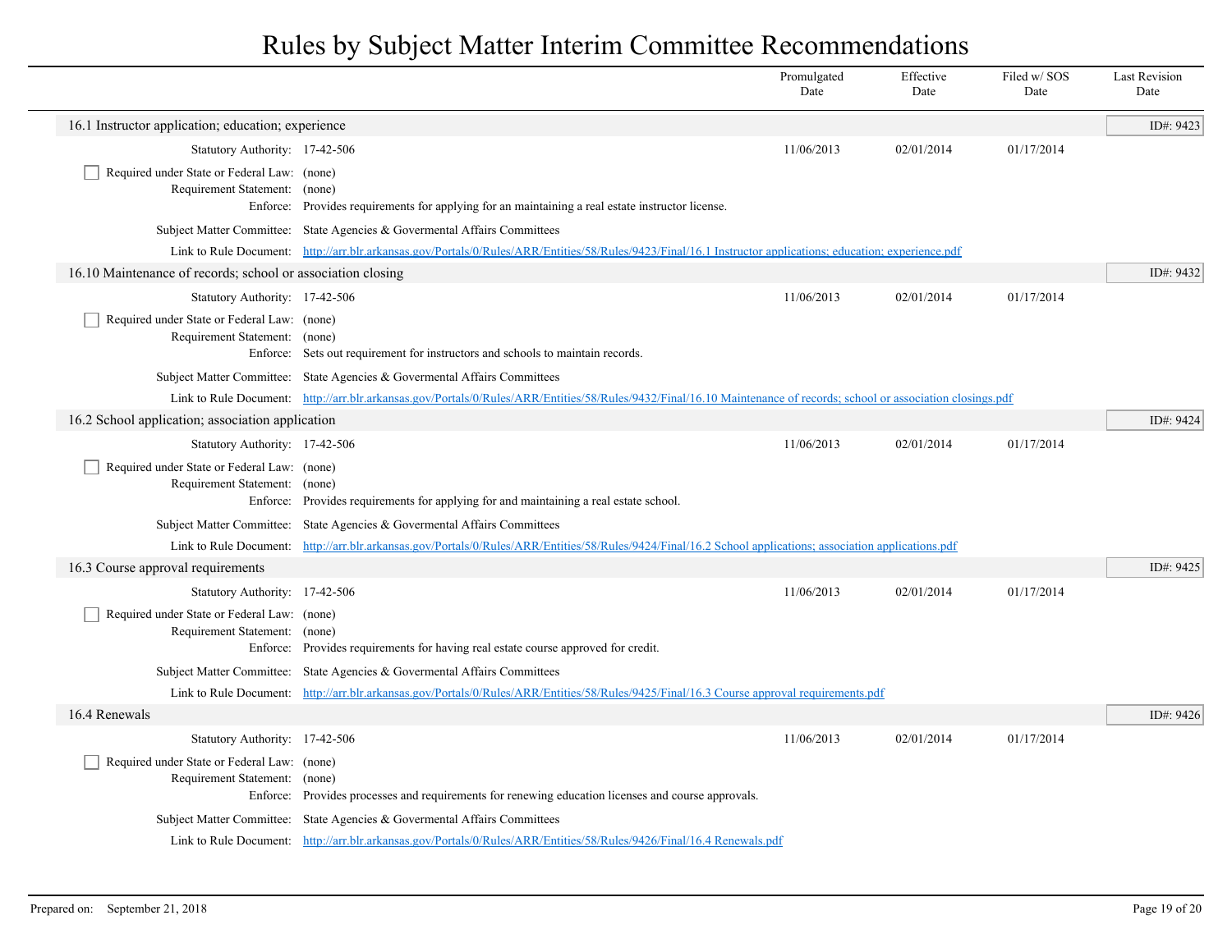# Rules by Subject Matter Interim Committee Recommendations

| | Promulgated Date | Effective Date | Filed w/ SOS Date | Last Revision Date |
|---|---|---|---|---|

## 16.1 Instructor application; education; experience

ID#: 9423

Statutory Authority: 17-42-506

| Promulgated Date | Effective Date | Filed w/ SOS Date | Last Revision Date |
|---|---|---|---|
| 11/06/2013 | 02/01/2014 | 01/17/2014 | |

☐ Required under State or Federal Law: (none)

Requirement Statement: (none)

Enforce: Provides requirements for applying for an maintaining a real estate instructor license.

Subject Matter Committee: State Agencies & Govermental Affairs Committees

Link to Rule Document: http://arr.blr.arkansas.gov/Portals/0/Rules/ARR/Entities/58/Rules/9423/Final/16.1 Instructor applications; education; experience.pdf

## 16.10 Maintenance of records; school or association closing

ID#: 9432

Statutory Authority: 17-42-506

| Promulgated Date | Effective Date | Filed w/ SOS Date | Last Revision Date |
|---|---|---|---|
| 11/06/2013 | 02/01/2014 | 01/17/2014 | |

☐ Required under State or Federal Law: (none)

Requirement Statement: (none)

Enforce: Sets out requirement for instructors and schools to maintain records.

Subject Matter Committee: State Agencies & Govermental Affairs Committees

Link to Rule Document: http://arr.blr.arkansas.gov/Portals/0/Rules/ARR/Entities/58/Rules/9432/Final/16.10 Maintenance of records; school or association closings.pdf

## 16.2 School application; association application

ID#: 9424

Statutory Authority: 17-42-506

| Promulgated Date | Effective Date | Filed w/ SOS Date | Last Revision Date |
|---|---|---|---|
| 11/06/2013 | 02/01/2014 | 01/17/2014 | |

☐ Required under State or Federal Law: (none)

Requirement Statement: (none)

Enforce: Provides requirements for applying for and maintaining a real estate school.

Subject Matter Committee: State Agencies & Govermental Affairs Committees

Link to Rule Document: http://arr.blr.arkansas.gov/Portals/0/Rules/ARR/Entities/58/Rules/9424/Final/16.2 School applications; association applications.pdf

## 16.3 Course approval requirements

ID#: 9425

Statutory Authority: 17-42-506

| Promulgated Date | Effective Date | Filed w/ SOS Date | Last Revision Date |
|---|---|---|---|
| 11/06/2013 | 02/01/2014 | 01/17/2014 | |

☐ Required under State or Federal Law: (none)

Requirement Statement: (none)

Enforce: Provides requirements for having real estate course approved for credit.

Subject Matter Committee: State Agencies & Govermental Affairs Committees

Link to Rule Document: http://arr.blr.arkansas.gov/Portals/0/Rules/ARR/Entities/58/Rules/9425/Final/16.3 Course approval requirements.pdf

## 16.4 Renewals

ID#: 9426

Statutory Authority: 17-42-506

| Promulgated Date | Effective Date | Filed w/ SOS Date | Last Revision Date |
|---|---|---|---|
| 11/06/2013 | 02/01/2014 | 01/17/2014 | |

☐ Required under State or Federal Law: (none)

Requirement Statement: (none)

Enforce: Provides processes and requirements for renewing education licenses and course approvals.

Subject Matter Committee: State Agencies & Govermental Affairs Committees

Link to Rule Document: http://arr.blr.arkansas.gov/Portals/0/Rules/ARR/Entities/58/Rules/9426/Final/16.4 Renewals.pdf

Prepared on: September 21, 2018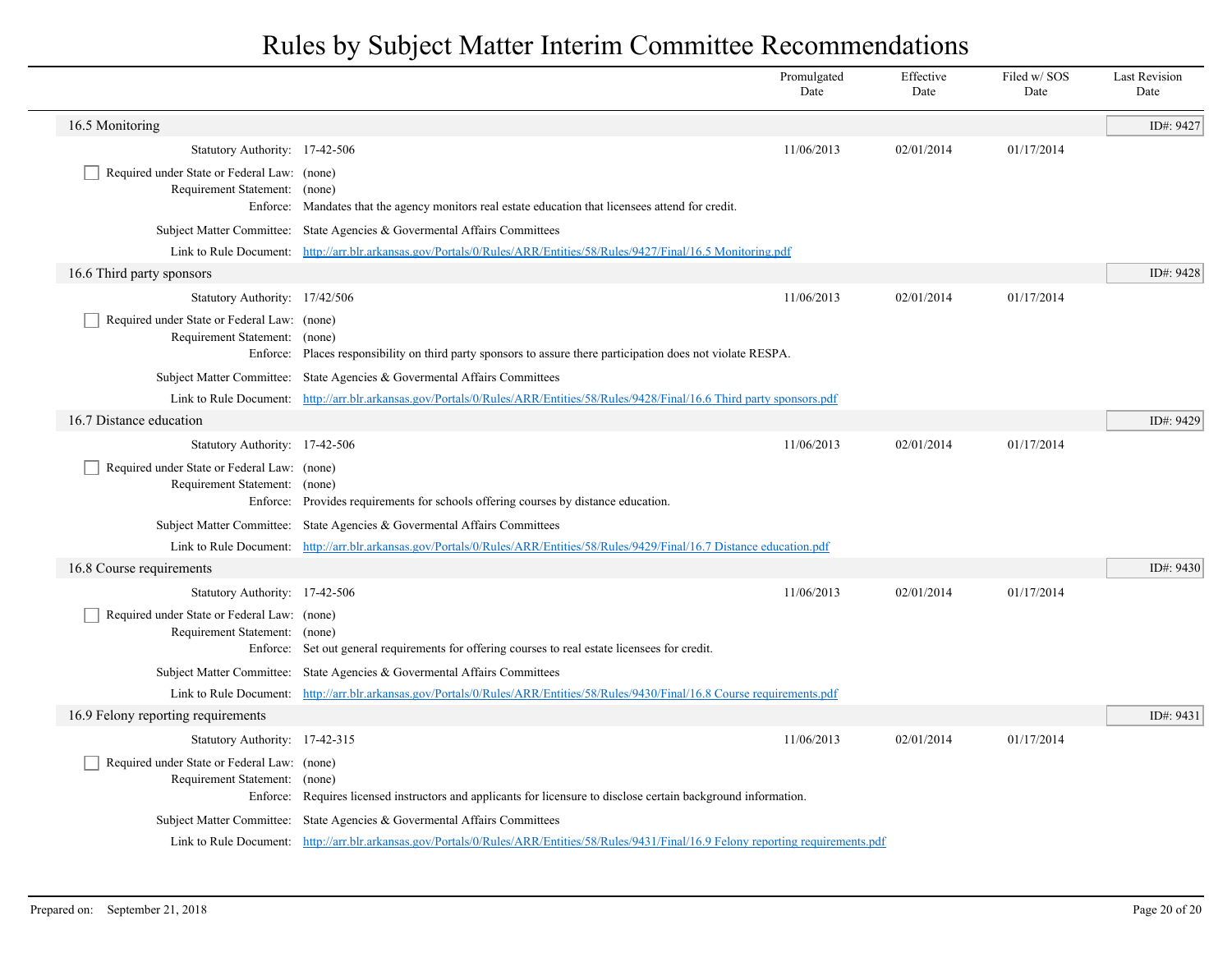# Rules by Subject Matter Interim Committee Recommendations

| | | Promulgated Date | Effective Date | Filed w/ SOS Date | Last Revision Date |
|---|---|---|---|---|---|
| **16.5 Monitoring** | | | | | ID#: 9427 |
| Statutory Authority: | 17-42-506 | 11/06/2013 | 02/01/2014 | 01/17/2014 | |
| ☐ Required under State or Federal Law: | (none) | | | | |
| Requirement Statement: | (none) | | | | |
| Enforce: | Mandates that the agency monitors real estate education that licensees attend for credit. | | | | |
| Subject Matter Committee: | State Agencies & Govermental Affairs Committees | | | | |
| Link to Rule Document: | http://arr.blr.arkansas.gov/Portals/0/Rules/ARR/Entities/58/Rules/9427/Final/16.5 Monitoring.pdf | | | | |
| **16.6 Third party sponsors** | | | | | ID#: 9428 |
| Statutory Authority: | 17/42/506 | 11/06/2013 | 02/01/2014 | 01/17/2014 | |
| ☐ Required under State or Federal Law: | (none) | | | | |
| Requirement Statement: | (none) | | | | |
| Enforce: | Places responsibility on third party sponsors to assure there participation does not violate RESPA. | | | | |
| Subject Matter Committee: | State Agencies & Govermental Affairs Committees | | | | |
| Link to Rule Document: | http://arr.blr.arkansas.gov/Portals/0/Rules/ARR/Entities/58/Rules/9428/Final/16.6 Third party sponsors.pdf | | | | |
| **16.7 Distance education** | | | | | ID#: 9429 |
| Statutory Authority: | 17-42-506 | 11/06/2013 | 02/01/2014 | 01/17/2014 | |
| ☐ Required under State or Federal Law: | (none) | | | | |
| Requirement Statement: | (none) | | | | |
| Enforce: | Provides requirements for schools offering courses by distance education. | | | | |
| Subject Matter Committee: | State Agencies & Govermental Affairs Committees | | | | |
| Link to Rule Document: | http://arr.blr.arkansas.gov/Portals/0/Rules/ARR/Entities/58/Rules/9429/Final/16.7 Distance education.pdf | | | | |
| **16.8 Course requirements** | | | | | ID#: 9430 |
| Statutory Authority: | 17-42-506 | 11/06/2013 | 02/01/2014 | 01/17/2014 | |
| ☐ Required under State or Federal Law: | (none) | | | | |
| Requirement Statement: | (none) | | | | |
| Enforce: | Set out general requirements for offering courses to real estate licensees for credit. | | | | |
| Subject Matter Committee: | State Agencies & Govermental Affairs Committees | | | | |
| Link to Rule Document: | http://arr.blr.arkansas.gov/Portals/0/Rules/ARR/Entities/58/Rules/9430/Final/16.8 Course requirements.pdf | | | | |
| **16.9 Felony reporting requirements** | | | | | ID#: 9431 |
| Statutory Authority: | 17-42-315 | 11/06/2013 | 02/01/2014 | 01/17/2014 | |
| ☐ Required under State or Federal Law: | (none) | | | | |
| Requirement Statement: | (none) | | | | |
| Enforce: | Requires licensed instructors and applicants for licensure to disclose certain background information. | | | | |
| Subject Matter Committee: | State Agencies & Govermental Affairs Committees | | | | |
| Link to Rule Document: | http://arr.blr.arkansas.gov/Portals/0/Rules/ARR/Entities/58/Rules/9431/Final/16.9 Felony reporting requirements.pdf | | | | |

Prepared on: September 21, 2018